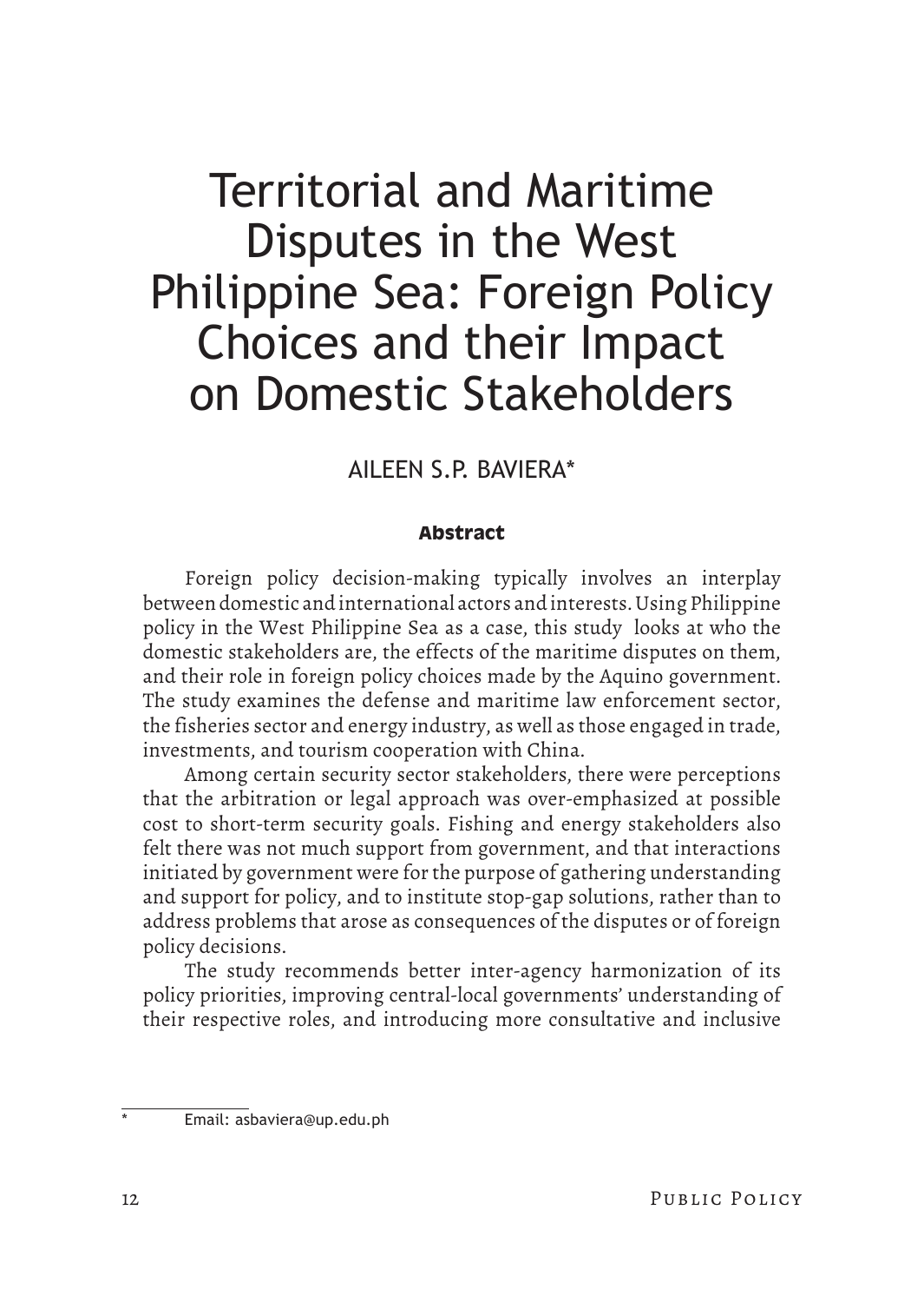# Territorial and Maritime Disputes in the West Philippine Sea: Foreign Policy Choices and their Impact on Domestic Stakeholders

AILEEN S.P. BAVIERA*

## Abstract

Foreign policy decision-making typically involves an interplay between domestic and international actors and interests. Using Philippine policy in the West Philippine Sea as a case, this study looks at who the domestic stakeholders are, the effects of the maritime disputes on them, and their role in foreign policy choices made by the Aquino government. The study examines the defense and maritime law enforcement sector, the fisheries sector and energy industry, as well as those engaged in trade, investments, and tourism cooperation with China.

Among certain security sector stakeholders, there were perceptions that the arbitration or legal approach was over-emphasized at possible cost to short-term security goals. Fishing and energy stakeholders also felt there was not much support from government, and that interactions initiated by government were for the purpose of gathering understanding and support for policy, and to institute stop-gap solutions, rather than to address problems that arose as consequences of the disputes or of foreign policy decisions.

The study recommends better inter-agency harmonization of its policy priorities, improving central-local governments' understanding of their respective roles, and introducing more consultative and inclusive

---

* Email: asbaviera@up.edu.ph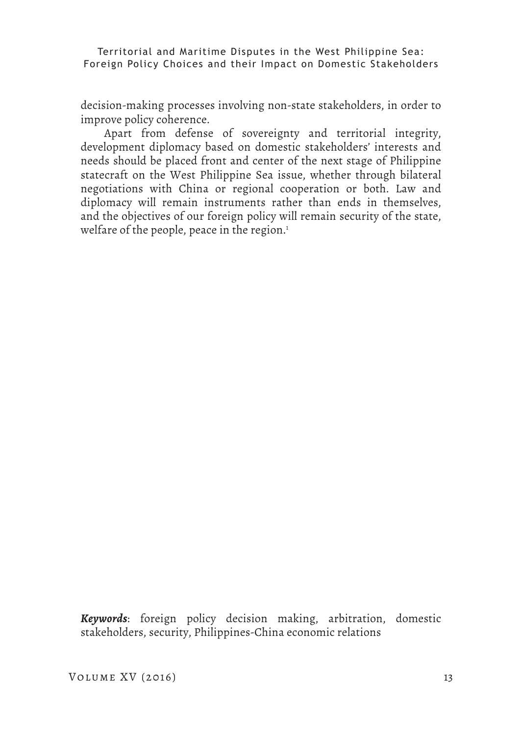decision-making processes involving non-state stakeholders, in order to improve policy coherence.

Apart from defense of sovereignty and territorial integrity, development diplomacy based on domestic stakeholders' interests and needs should be placed front and center of the next stage of Philippine statecraft on the West Philippine Sea issue, whether through bilateral negotiations with China or regional cooperation or both. Law and diplomacy will remain instruments rather than ends in themselves, and the objectives of our foreign policy will remain security of the state, welfare of the people, peace in the region.[1]

***Keywords***: foreign policy decision making, arbitration, domestic stakeholders, security, Philippines-China economic relations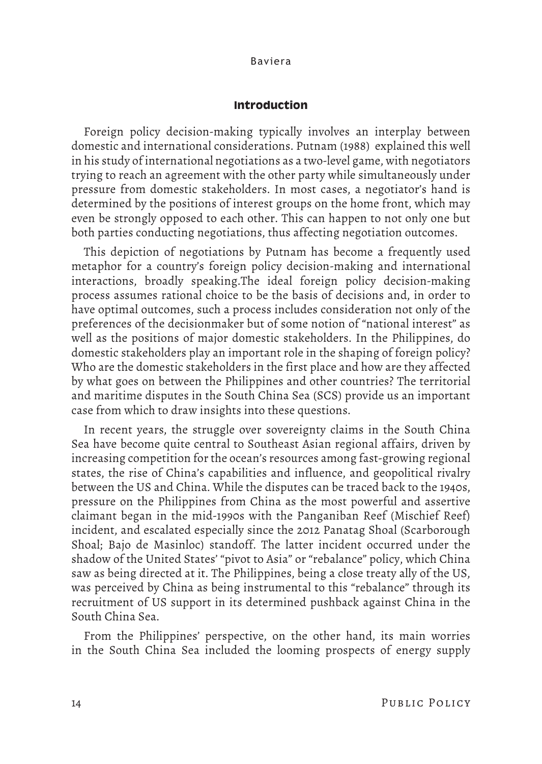## Introduction

Foreign policy decision-making typically involves an interplay between domestic and international considerations. Putnam (1988) explained this well in his study of international negotiations as a two-level game, with negotiators trying to reach an agreement with the other party while simultaneously under pressure from domestic stakeholders. In most cases, a negotiator's hand is determined by the positions of interest groups on the home front, which may even be strongly opposed to each other. This can happen to not only one but both parties conducting negotiations, thus affecting negotiation outcomes.

This depiction of negotiations by Putnam has become a frequently used metaphor for a country's foreign policy decision-making and international interactions, broadly speaking.The ideal foreign policy decision-making process assumes rational choice to be the basis of decisions and, in order to have optimal outcomes, such a process includes consideration not only of the preferences of the decisionmaker but of some notion of "national interest" as well as the positions of major domestic stakeholders. In the Philippines, do domestic stakeholders play an important role in the shaping of foreign policy? Who are the domestic stakeholders in the first place and how are they affected by what goes on between the Philippines and other countries? The territorial and maritime disputes in the South China Sea (SCS) provide us an important case from which to draw insights into these questions.

In recent years, the struggle over sovereignty claims in the South China Sea have become quite central to Southeast Asian regional affairs, driven by increasing competition for the ocean's resources among fast-growing regional states, the rise of China's capabilities and influence, and geopolitical rivalry between the US and China. While the disputes can be traced back to the 1940s, pressure on the Philippines from China as the most powerful and assertive claimant began in the mid-1990s with the Panganiban Reef (Mischief Reef) incident, and escalated especially since the 2012 Panatag Shoal (Scarborough Shoal; Bajo de Masinloc) standoff. The latter incident occurred under the shadow of the United States' "pivot to Asia" or "rebalance" policy, which China saw as being directed at it. The Philippines, being a close treaty ally of the US, was perceived by China as being instrumental to this "rebalance" through its recruitment of US support in its determined pushback against China in the South China Sea.

From the Philippines' perspective, on the other hand, its main worries in the South China Sea included the looming prospects of energy supply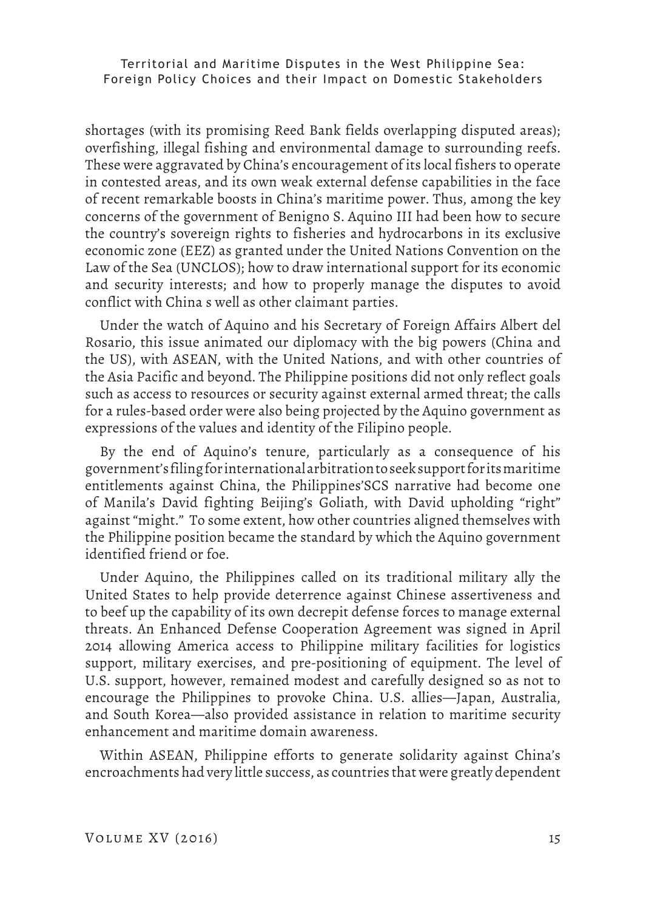shortages (with its promising Reed Bank fields overlapping disputed areas); overfishing, illegal fishing and environmental damage to surrounding reefs. These were aggravated by China's encouragement of its local fishers to operate in contested areas, and its own weak external defense capabilities in the face of recent remarkable boosts in China's maritime power. Thus, among the key concerns of the government of Benigno S. Aquino III had been how to secure the country's sovereign rights to fisheries and hydrocarbons in its exclusive economic zone (EEZ) as granted under the United Nations Convention on the Law of the Sea (UNCLOS); how to draw international support for its economic and security interests; and how to properly manage the disputes to avoid conflict with China s well as other claimant parties.

Under the watch of Aquino and his Secretary of Foreign Affairs Albert del Rosario, this issue animated our diplomacy with the big powers (China and the US), with ASEAN, with the United Nations, and with other countries of the Asia Pacific and beyond. The Philippine positions did not only reflect goals such as access to resources or security against external armed threat; the calls for a rules-based order were also being projected by the Aquino government as expressions of the values and identity of the Filipino people.

By the end of Aquino's tenure, particularly as a consequence of his government's filing for international arbitration to seek support for its maritime entitlements against China, the Philippines'SCS narrative had become one of Manila's David fighting Beijing's Goliath, with David upholding "right" against "might." To some extent, how other countries aligned themselves with the Philippine position became the standard by which the Aquino government identified friend or foe.

Under Aquino, the Philippines called on its traditional military ally the United States to help provide deterrence against Chinese assertiveness and to beef up the capability of its own decrepit defense forces to manage external threats. An Enhanced Defense Cooperation Agreement was signed in April 2014 allowing America access to Philippine military facilities for logistics support, military exercises, and pre-positioning of equipment. The level of U.S. support, however, remained modest and carefully designed so as not to encourage the Philippines to provoke China. U.S. allies—Japan, Australia, and South Korea—also provided assistance in relation to maritime security enhancement and maritime domain awareness.

Within ASEAN, Philippine efforts to generate solidarity against China's encroachments had very little success, as countries that were greatly dependent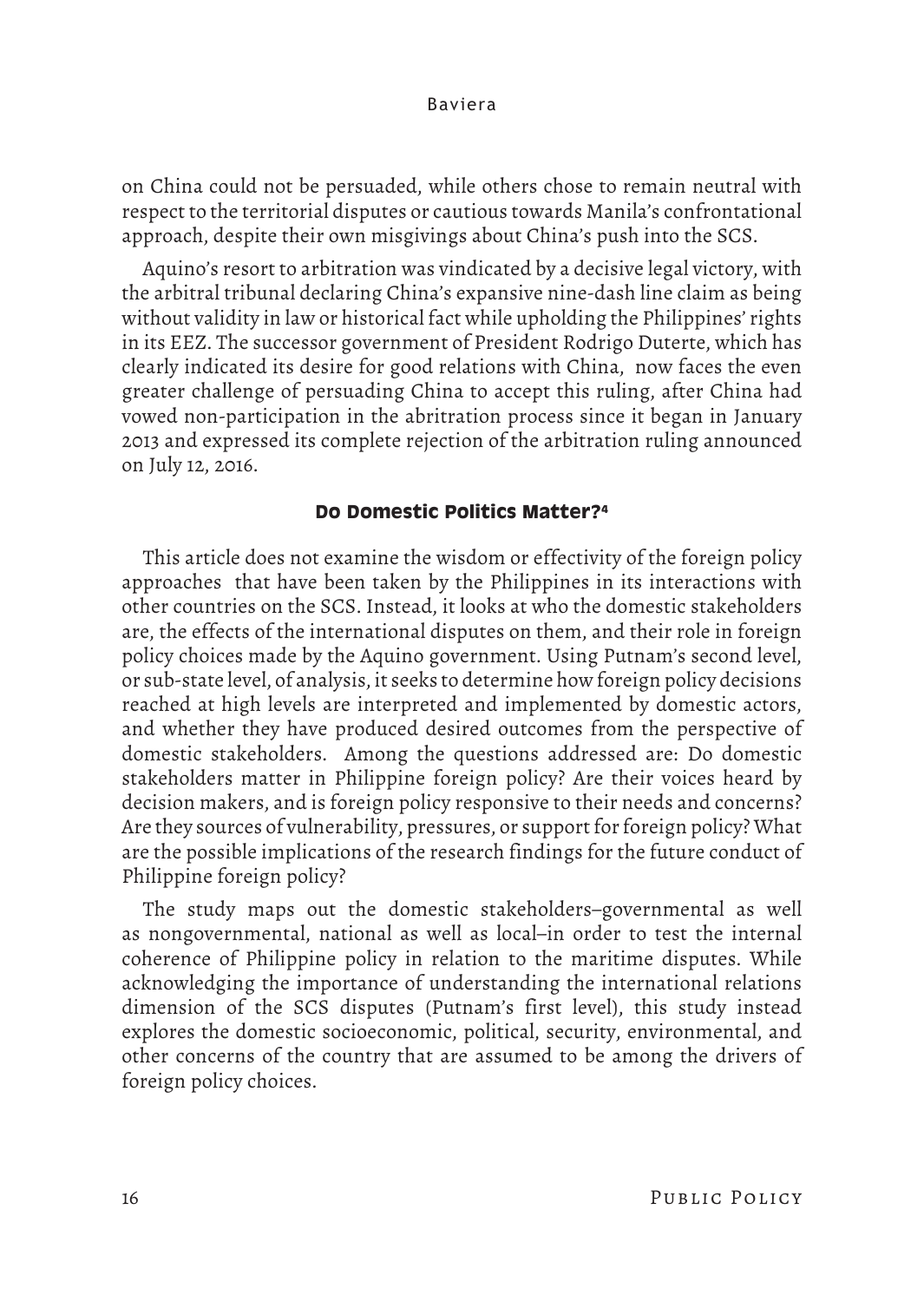on China could not be persuaded, while others chose to remain neutral with respect to the territorial disputes or cautious towards Manila's confrontational approach, despite their own misgivings about China's push into the SCS.

Aquino's resort to arbitration was vindicated by a decisive legal victory, with the arbitral tribunal declaring China's expansive nine-dash line claim as being without validity in law or historical fact while upholding the Philippines' rights in its EEZ. The successor government of President Rodrigo Duterte, which has clearly indicated its desire for good relations with China, now faces the even greater challenge of persuading China to accept this ruling, after China had vowed non-participation in the abritration process since it began in January 2013 and expressed its complete rejection of the arbitration ruling announced on July 12, 2016.

## Do Domestic Politics Matter?[4]

This article does not examine the wisdom or effectivity of the foreign policy approaches that have been taken by the Philippines in its interactions with other countries on the SCS. Instead, it looks at who the domestic stakeholders are, the effects of the international disputes on them, and their role in foreign policy choices made by the Aquino government. Using Putnam's second level, or sub-state level, of analysis, it seeks to determine how foreign policy decisions reached at high levels are interpreted and implemented by domestic actors, and whether they have produced desired outcomes from the perspective of domestic stakeholders. Among the questions addressed are: Do domestic stakeholders matter in Philippine foreign policy? Are their voices heard by decision makers, and is foreign policy responsive to their needs and concerns? Are they sources of vulnerability, pressures, or support for foreign policy? What are the possible implications of the research findings for the future conduct of Philippine foreign policy?

The study maps out the domestic stakeholders–governmental as well as nongovernmental, national as well as local–in order to test the internal coherence of Philippine policy in relation to the maritime disputes. While acknowledging the importance of understanding the international relations dimension of the SCS disputes (Putnam's first level), this study instead explores the domestic socioeconomic, political, security, environmental, and other concerns of the country that are assumed to be among the drivers of foreign policy choices.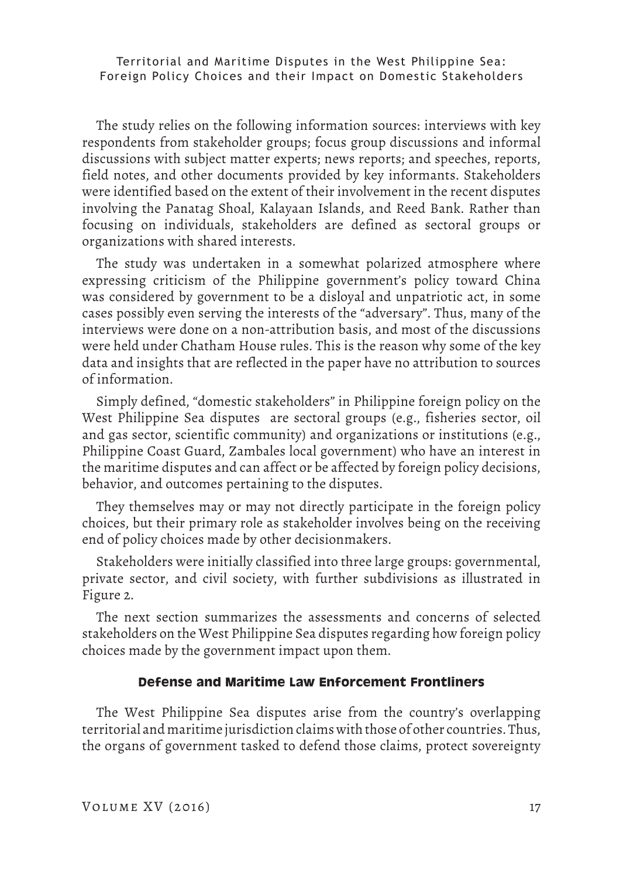The study relies on the following information sources: interviews with key respondents from stakeholder groups; focus group discussions and informal discussions with subject matter experts; news reports; and speeches, reports, field notes, and other documents provided by key informants. Stakeholders were identified based on the extent of their involvement in the recent disputes involving the Panatag Shoal, Kalayaan Islands, and Reed Bank. Rather than focusing on individuals, stakeholders are defined as sectoral groups or organizations with shared interests.

The study was undertaken in a somewhat polarized atmosphere where expressing criticism of the Philippine government's policy toward China was considered by government to be a disloyal and unpatriotic act, in some cases possibly even serving the interests of the "adversary". Thus, many of the interviews were done on a non-attribution basis, and most of the discussions were held under Chatham House rules. This is the reason why some of the key data and insights that are reflected in the paper have no attribution to sources of information.

Simply defined, "domestic stakeholders" in Philippine foreign policy on the West Philippine Sea disputes are sectoral groups (e.g., fisheries sector, oil and gas sector, scientific community) and organizations or institutions (e.g., Philippine Coast Guard, Zambales local government) who have an interest in the maritime disputes and can affect or be affected by foreign policy decisions, behavior, and outcomes pertaining to the disputes.

They themselves may or may not directly participate in the foreign policy choices, but their primary role as stakeholder involves being on the receiving end of policy choices made by other decisionmakers.

Stakeholders were initially classified into three large groups: governmental, private sector, and civil society, with further subdivisions as illustrated in Figure 2.

The next section summarizes the assessments and concerns of selected stakeholders on the West Philippine Sea disputes regarding how foreign policy choices made by the government impact upon them.

## Defense and Maritime Law Enforcement Frontliners

The West Philippine Sea disputes arise from the country's overlapping territorial and maritime jurisdiction claims with those of other countries. Thus, the organs of government tasked to defend those claims, protect sovereignty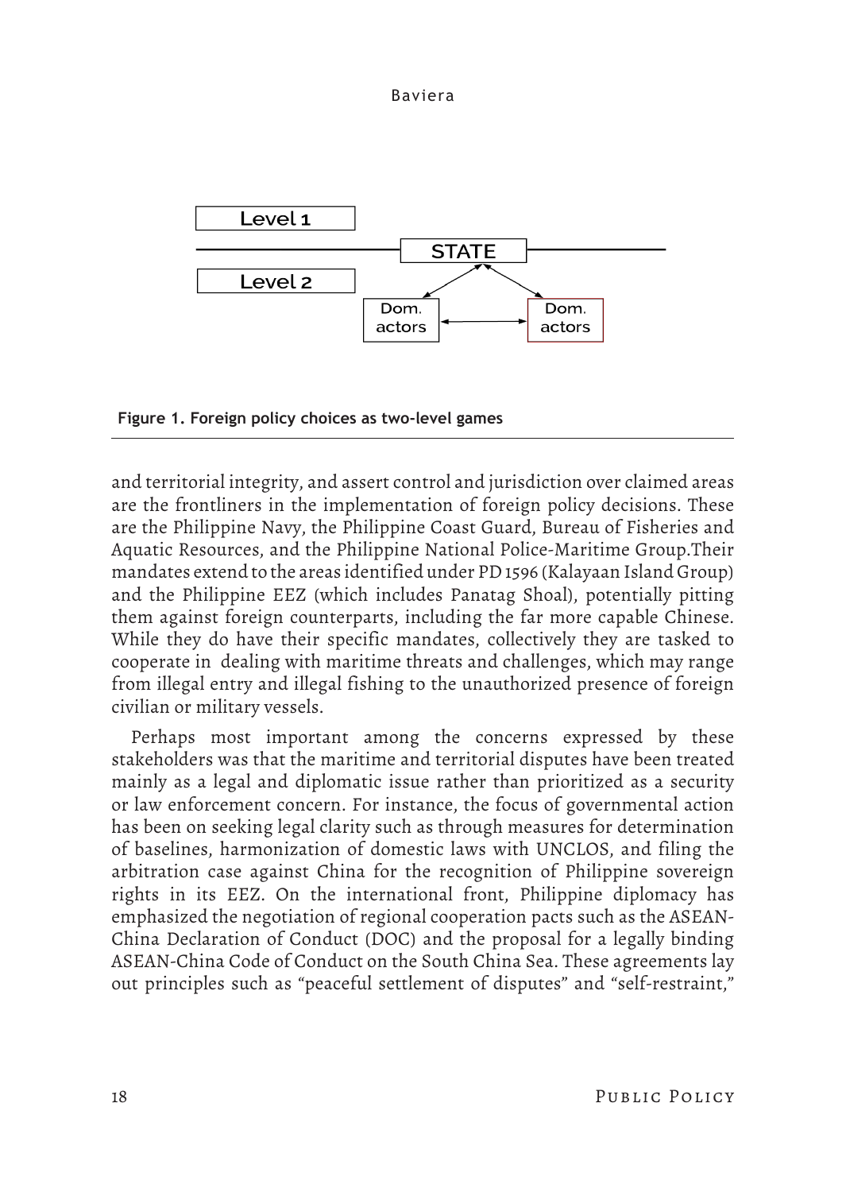Level 1

STATE

Level 2

Dom. actors

Dom. actors

**Figure 1. Foreign policy choices as two-level games**

and territorial integrity, and assert control and jurisdiction over claimed areas are the frontliners in the implementation of foreign policy decisions. These are the Philippine Navy, the Philippine Coast Guard, Bureau of Fisheries and Aquatic Resources, and the Philippine National Police-Maritime Group.Their mandates extend to the areas identified under PD 1596 (Kalayaan Island Group) and the Philippine EEZ (which includes Panatag Shoal), potentially pitting them against foreign counterparts, including the far more capable Chinese. While they do have their specific mandates, collectively they are tasked to cooperate in dealing with maritime threats and challenges, which may range from illegal entry and illegal fishing to the unauthorized presence of foreign civilian or military vessels.

Perhaps most important among the concerns expressed by these stakeholders was that the maritime and territorial disputes have been treated mainly as a legal and diplomatic issue rather than prioritized as a security or law enforcement concern. For instance, the focus of governmental action has been on seeking legal clarity such as through measures for determination of baselines, harmonization of domestic laws with UNCLOS, and filing the arbitration case against China for the recognition of Philippine sovereign rights in its EEZ. On the international front, Philippine diplomacy has emphasized the negotiation of regional cooperation pacts such as the ASEAN-China Declaration of Conduct (DOC) and the proposal for a legally binding ASEAN-China Code of Conduct on the South China Sea. These agreements lay out principles such as "peaceful settlement of disputes" and "self-restraint,"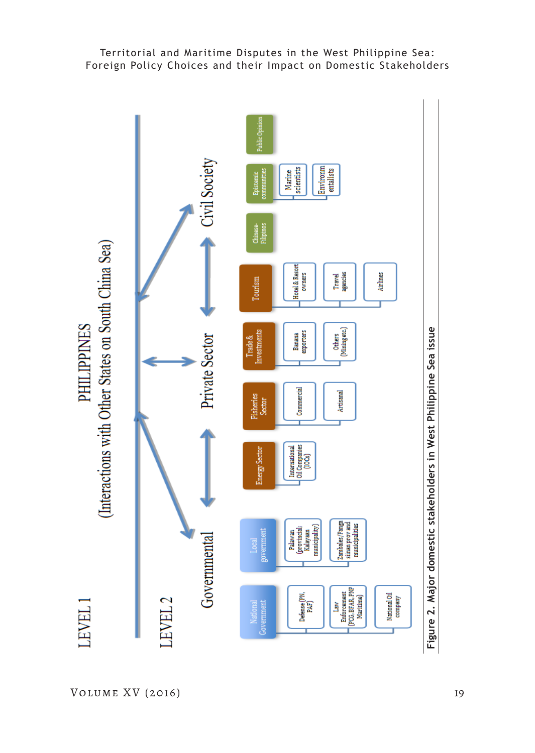LEVEL 1

PHILIPPINES
(Interactions with Other States on South China Sea)

LEVEL 2

**Governmental**

- National Government
  - Defense (PN, PAF)
  - Law Enforcement (PCG, BFAR, PNP Maritime)
  - National Oil company
- Local government
  - Palawan (provincial; Kalayaan municipality)
  - Zambales/Pangasinan prov and municipalities

**Private Sector**

- Energy Sector
  - International Oil Companies (IOCs)
- Fisheries Sector
  - Commercial
  - Artisanal
- Trade & Investments
  - Banana exporters
  - Others (Mining etc.)
- Tourism
  - Hotel & Resort owners
  - Travel agencies
  - Airlines

**Civil Society**

- Chinese-Filipinos
- Epistemic communities
  - Marine scientists
  - Environmentalists
- Public Opinion

Figure 2. Major domestic stakeholders in West Philippine Sea issue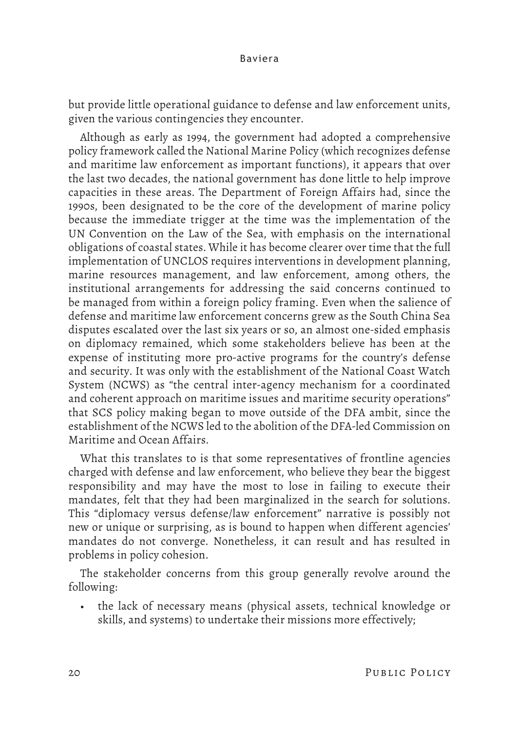but provide little operational guidance to defense and law enforcement units, given the various contingencies they encounter.

Although as early as 1994, the government had adopted a comprehensive policy framework called the National Marine Policy (which recognizes defense and maritime law enforcement as important functions), it appears that over the last two decades, the national government has done little to help improve capacities in these areas. The Department of Foreign Affairs had, since the 1990s, been designated to be the core of the development of marine policy because the immediate trigger at the time was the implementation of the UN Convention on the Law of the Sea, with emphasis on the international obligations of coastal states. While it has become clearer over time that the full implementation of UNCLOS requires interventions in development planning, marine resources management, and law enforcement, among others, the institutional arrangements for addressing the said concerns continued to be managed from within a foreign policy framing. Even when the salience of defense and maritime law enforcement concerns grew as the South China Sea disputes escalated over the last six years or so, an almost one-sided emphasis on diplomacy remained, which some stakeholders believe has been at the expense of instituting more pro-active programs for the country's defense and security. It was only with the establishment of the National Coast Watch System (NCWS) as "the central inter-agency mechanism for a coordinated and coherent approach on maritime issues and maritime security operations" that SCS policy making began to move outside of the DFA ambit, since the establishment of the NCWS led to the abolition of the DFA-led Commission on Maritime and Ocean Affairs.

What this translates to is that some representatives of frontline agencies charged with defense and law enforcement, who believe they bear the biggest responsibility and may have the most to lose in failing to execute their mandates, felt that they had been marginalized in the search for solutions. This "diplomacy versus defense/law enforcement" narrative is possibly not new or unique or surprising, as is bound to happen when different agencies' mandates do not converge. Nonetheless, it can result and has resulted in problems in policy cohesion.

The stakeholder concerns from this group generally revolve around the following:

- the lack of necessary means (physical assets, technical knowledge or skills, and systems) to undertake their missions more effectively;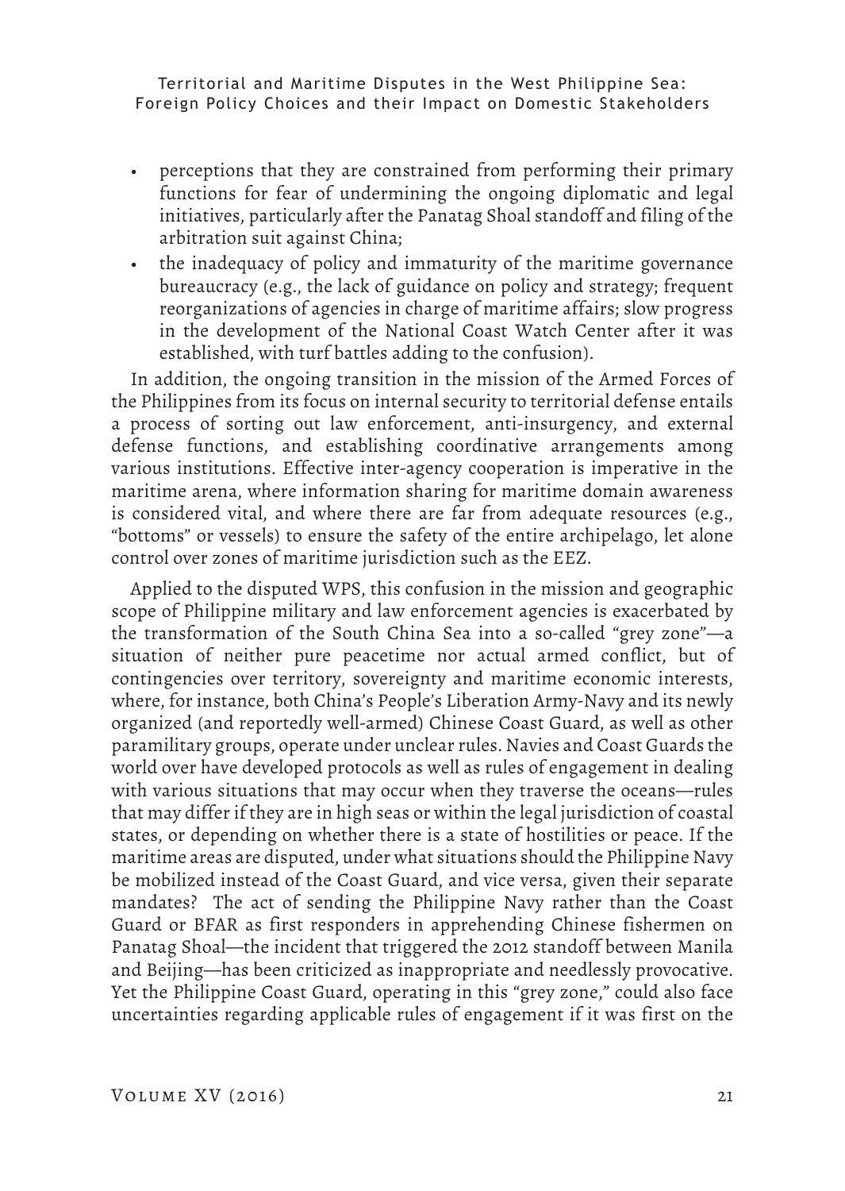- perceptions that they are constrained from performing their primary functions for fear of undermining the ongoing diplomatic and legal initiatives, particularly after the Panatag Shoal standoff and filing of the arbitration suit against China;
- the inadequacy of policy and immaturity of the maritime governance bureaucracy (e.g., the lack of guidance on policy and strategy; frequent reorganizations of agencies in charge of maritime affairs; slow progress in the development of the National Coast Watch Center after it was established, with turf battles adding to the confusion).

In addition, the ongoing transition in the mission of the Armed Forces of the Philippines from its focus on internal security to territorial defense entails a process of sorting out law enforcement, anti-insurgency, and external defense functions, and establishing coordinative arrangements among various institutions. Effective inter-agency cooperation is imperative in the maritime arena, where information sharing for maritime domain awareness is considered vital, and where there are far from adequate resources (e.g., "bottoms" or vessels) to ensure the safety of the entire archipelago, let alone control over zones of maritime jurisdiction such as the EEZ.

Applied to the disputed WPS, this confusion in the mission and geographic scope of Philippine military and law enforcement agencies is exacerbated by the transformation of the South China Sea into a so-called "grey zone"—a situation of neither pure peacetime nor actual armed conflict, but of contingencies over territory, sovereignty and maritime economic interests, where, for instance, both China's People's Liberation Army-Navy and its newly organized (and reportedly well-armed) Chinese Coast Guard, as well as other paramilitary groups, operate under unclear rules. Navies and Coast Guards the world over have developed protocols as well as rules of engagement in dealing with various situations that may occur when they traverse the oceans—rules that may differ if they are in high seas or within the legal jurisdiction of coastal states, or depending on whether there is a state of hostilities or peace. If the maritime areas are disputed, under what situations should the Philippine Navy be mobilized instead of the Coast Guard, and vice versa, given their separate mandates? The act of sending the Philippine Navy rather than the Coast Guard or BFAR as first responders in apprehending Chinese fishermen on Panatag Shoal—the incident that triggered the 2012 standoff between Manila and Beijing—has been criticized as inappropriate and needlessly provocative. Yet the Philippine Coast Guard, operating in this "grey zone," could also face uncertainties regarding applicable rules of engagement if it was first on the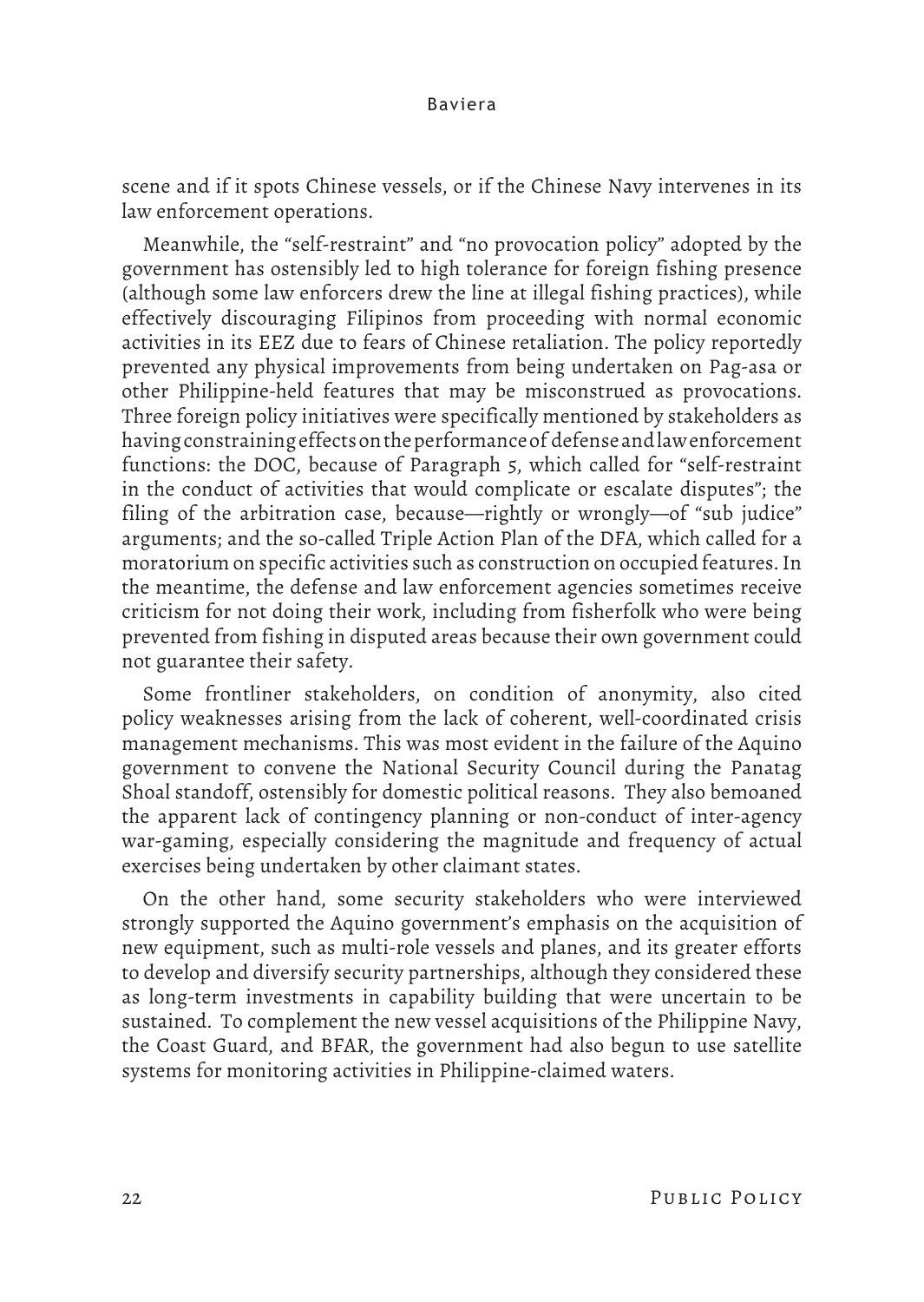scene and if it spots Chinese vessels, or if the Chinese Navy intervenes in its law enforcement operations.

Meanwhile, the "self-restraint" and "no provocation policy" adopted by the government has ostensibly led to high tolerance for foreign fishing presence (although some law enforcers drew the line at illegal fishing practices), while effectively discouraging Filipinos from proceeding with normal economic activities in its EEZ due to fears of Chinese retaliation. The policy reportedly prevented any physical improvements from being undertaken on Pag-asa or other Philippine-held features that may be misconstrued as provocations. Three foreign policy initiatives were specifically mentioned by stakeholders as having constraining effects on the performance of defense and law enforcement functions: the DOC, because of Paragraph 5, which called for "self-restraint in the conduct of activities that would complicate or escalate disputes"; the filing of the arbitration case, because—rightly or wrongly—of "sub judice" arguments; and the so-called Triple Action Plan of the DFA, which called for a moratorium on specific activities such as construction on occupied features. In the meantime, the defense and law enforcement agencies sometimes receive criticism for not doing their work, including from fisherfolk who were being prevented from fishing in disputed areas because their own government could not guarantee their safety.

Some frontliner stakeholders, on condition of anonymity, also cited policy weaknesses arising from the lack of coherent, well-coordinated crisis management mechanisms. This was most evident in the failure of the Aquino government to convene the National Security Council during the Panatag Shoal standoff, ostensibly for domestic political reasons. They also bemoaned the apparent lack of contingency planning or non-conduct of inter-agency war-gaming, especially considering the magnitude and frequency of actual exercises being undertaken by other claimant states.

On the other hand, some security stakeholders who were interviewed strongly supported the Aquino government's emphasis on the acquisition of new equipment, such as multi-role vessels and planes, and its greater efforts to develop and diversify security partnerships, although they considered these as long-term investments in capability building that were uncertain to be sustained. To complement the new vessel acquisitions of the Philippine Navy, the Coast Guard, and BFAR, the government had also begun to use satellite systems for monitoring activities in Philippine-claimed waters.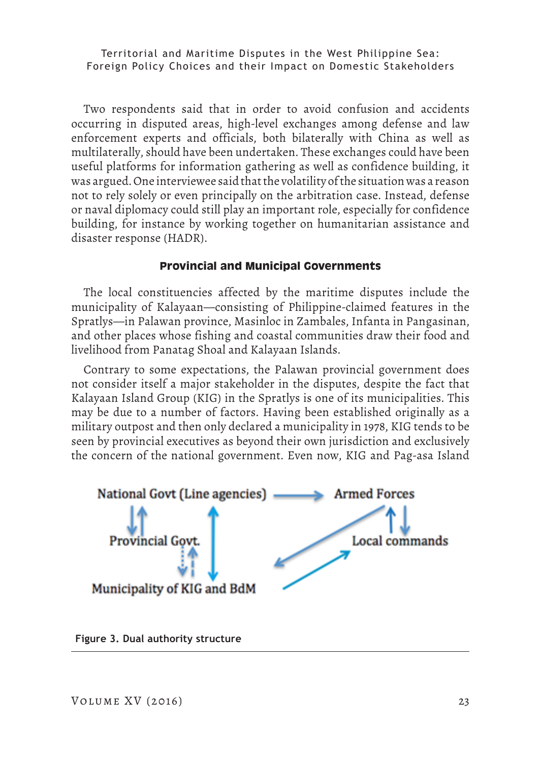Two respondents said that in order to avoid confusion and accidents occurring in disputed areas, high-level exchanges among defense and law enforcement experts and officials, both bilaterally with China as well as multilaterally, should have been undertaken. These exchanges could have been useful platforms for information gathering as well as confidence building, it was argued. One interviewee said that the volatility of the situation was a reason not to rely solely or even principally on the arbitration case. Instead, defense or naval diplomacy could still play an important role, especially for confidence building, for instance by working together on humanitarian assistance and disaster response (HADR).

### Provincial and Municipal Governments

The local constituencies affected by the maritime disputes include the municipality of Kalayaan—consisting of Philippine-claimed features in the Spratlys—in Palawan province, Masinloc in Zambales, Infanta in Pangasinan, and other places whose fishing and coastal communities draw their food and livelihood from Panatag Shoal and Kalayaan Islands.

Contrary to some expectations, the Palawan provincial government does not consider itself a major stakeholder in the disputes, despite the fact that Kalayaan Island Group (KIG) in the Spratlys is one of its municipalities. This may be due to a number of factors. Having been established originally as a military outpost and then only declared a municipality in 1978, KIG tends to be seen by provincial executives as beyond their own jurisdiction and exclusively the concern of the national government. Even now, KIG and Pag-asa Island

National Govt (Line agencies) → Armed Forces

Provincial Govt.

Local commands

Municipality of KIG and BdM

**Figure 3. Dual authority structure**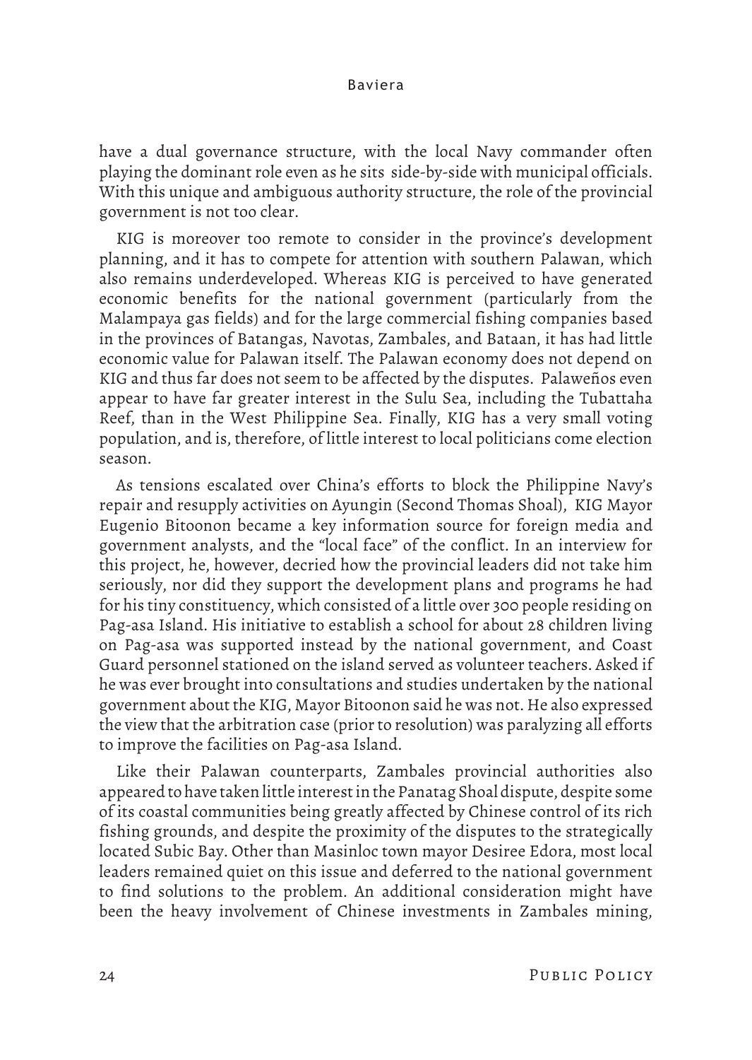have a dual governance structure, with the local Navy commander often playing the dominant role even as he sits side-by-side with municipal officials. With this unique and ambiguous authority structure, the role of the provincial government is not too clear.

KIG is moreover too remote to consider in the province's development planning, and it has to compete for attention with southern Palawan, which also remains underdeveloped. Whereas KIG is perceived to have generated economic benefits for the national government (particularly from the Malampaya gas fields) and for the large commercial fishing companies based in the provinces of Batangas, Navotas, Zambales, and Bataan, it has had little economic value for Palawan itself. The Palawan economy does not depend on KIG and thus far does not seem to be affected by the disputes. Palaweños even appear to have far greater interest in the Sulu Sea, including the Tubattaha Reef, than in the West Philippine Sea. Finally, KIG has a very small voting population, and is, therefore, of little interest to local politicians come election season.

As tensions escalated over China's efforts to block the Philippine Navy's repair and resupply activities on Ayungin (Second Thomas Shoal), KIG Mayor Eugenio Bitoonon became a key information source for foreign media and government analysts, and the "local face" of the conflict. In an interview for this project, he, however, decried how the provincial leaders did not take him seriously, nor did they support the development plans and programs he had for his tiny constituency, which consisted of a little over 300 people residing on Pag-asa Island. His initiative to establish a school for about 28 children living on Pag-asa was supported instead by the national government, and Coast Guard personnel stationed on the island served as volunteer teachers. Asked if he was ever brought into consultations and studies undertaken by the national government about the KIG, Mayor Bitoonon said he was not. He also expressed the view that the arbitration case (prior to resolution) was paralyzing all efforts to improve the facilities on Pag-asa Island.

Like their Palawan counterparts, Zambales provincial authorities also appeared to have taken little interest in the Panatag Shoal dispute, despite some of its coastal communities being greatly affected by Chinese control of its rich fishing grounds, and despite the proximity of the disputes to the strategically located Subic Bay. Other than Masinloc town mayor Desiree Edora, most local leaders remained quiet on this issue and deferred to the national government to find solutions to the problem. An additional consideration might have been the heavy involvement of Chinese investments in Zambales mining,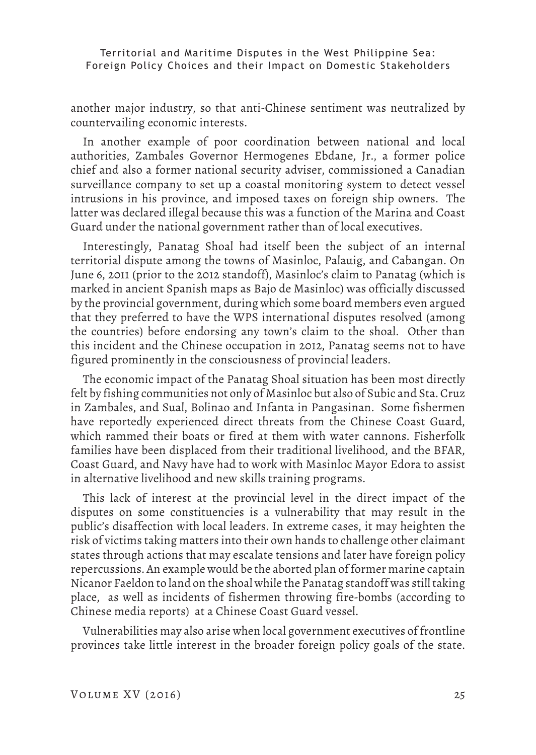another major industry, so that anti-Chinese sentiment was neutralized by countervailing economic interests.

In another example of poor coordination between national and local authorities, Zambales Governor Hermogenes Ebdane, Jr., a former police chief and also a former national security adviser, commissioned a Canadian surveillance company to set up a coastal monitoring system to detect vessel intrusions in his province, and imposed taxes on foreign ship owners. The latter was declared illegal because this was a function of the Marina and Coast Guard under the national government rather than of local executives.

Interestingly, Panatag Shoal had itself been the subject of an internal territorial dispute among the towns of Masinloc, Palauig, and Cabangan. On June 6, 2011 (prior to the 2012 standoff), Masinloc's claim to Panatag (which is marked in ancient Spanish maps as Bajo de Masinloc) was officially discussed by the provincial government, during which some board members even argued that they preferred to have the WPS international disputes resolved (among the countries) before endorsing any town's claim to the shoal. Other than this incident and the Chinese occupation in 2012, Panatag seems not to have figured prominently in the consciousness of provincial leaders.

The economic impact of the Panatag Shoal situation has been most directly felt by fishing communities not only of Masinloc but also of Subic and Sta. Cruz in Zambales, and Sual, Bolinao and Infanta in Pangasinan. Some fishermen have reportedly experienced direct threats from the Chinese Coast Guard, which rammed their boats or fired at them with water cannons. Fisherfolk families have been displaced from their traditional livelihood, and the BFAR, Coast Guard, and Navy have had to work with Masinloc Mayor Edora to assist in alternative livelihood and new skills training programs.

This lack of interest at the provincial level in the direct impact of the disputes on some constituencies is a vulnerability that may result in the public's disaffection with local leaders. In extreme cases, it may heighten the risk of victims taking matters into their own hands to challenge other claimant states through actions that may escalate tensions and later have foreign policy repercussions. An example would be the aborted plan of former marine captain Nicanor Faeldon to land on the shoal while the Panatag standoff was still taking place, as well as incidents of fishermen throwing fire-bombs (according to Chinese media reports) at a Chinese Coast Guard vessel.

Vulnerabilities may also arise when local government executives of frontline provinces take little interest in the broader foreign policy goals of the state.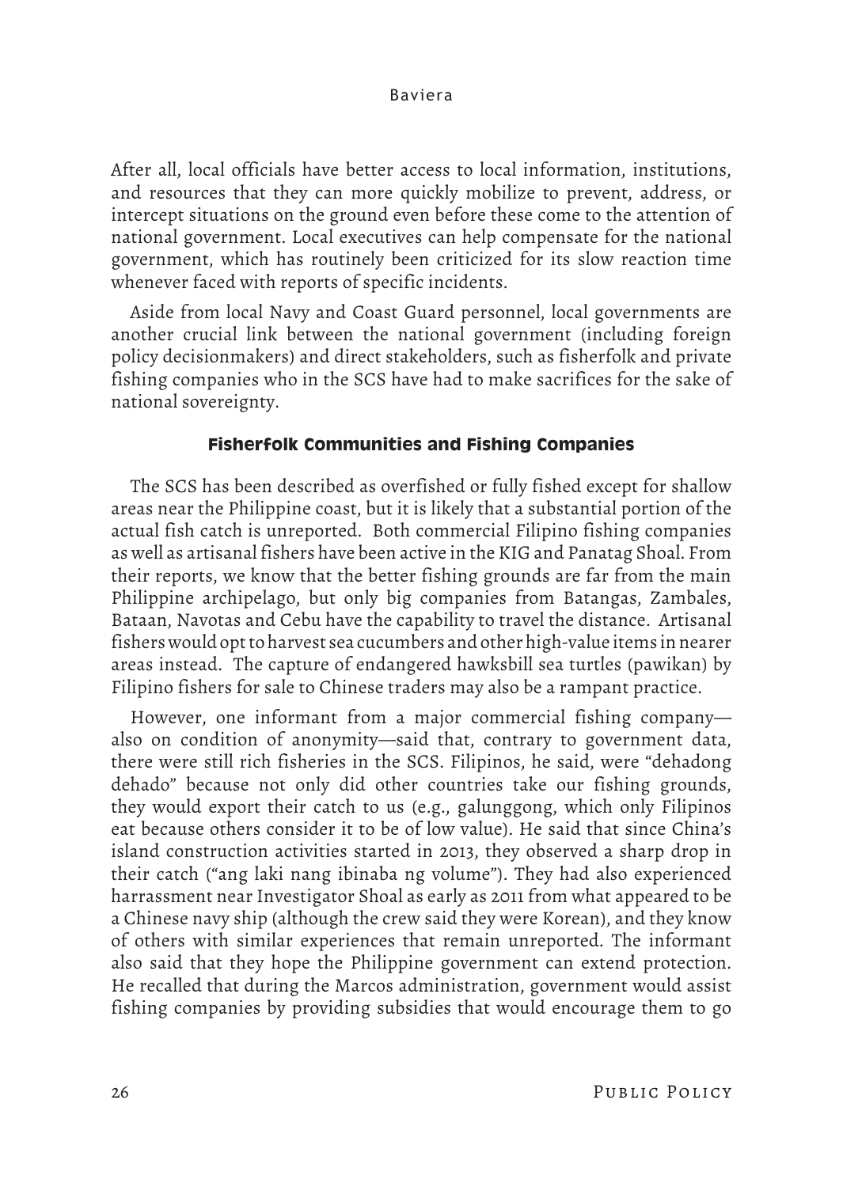After all, local officials have better access to local information, institutions, and resources that they can more quickly mobilize to prevent, address, or intercept situations on the ground even before these come to the attention of national government. Local executives can help compensate for the national government, which has routinely been criticized for its slow reaction time whenever faced with reports of specific incidents.

Aside from local Navy and Coast Guard personnel, local governments are another crucial link between the national government (including foreign policy decisionmakers) and direct stakeholders, such as fisherfolk and private fishing companies who in the SCS have had to make sacrifices for the sake of national sovereignty.

### Fisherfolk Communities and Fishing Companies

The SCS has been described as overfished or fully fished except for shallow areas near the Philippine coast, but it is likely that a substantial portion of the actual fish catch is unreported. Both commercial Filipino fishing companies as well as artisanal fishers have been active in the KIG and Panatag Shoal. From their reports, we know that the better fishing grounds are far from the main Philippine archipelago, but only big companies from Batangas, Zambales, Bataan, Navotas and Cebu have the capability to travel the distance. Artisanal fishers would opt to harvest sea cucumbers and other high-value items in nearer areas instead. The capture of endangered hawksbill sea turtles (pawikan) by Filipino fishers for sale to Chinese traders may also be a rampant practice.

However, one informant from a major commercial fishing company—also on condition of anonymity—said that, contrary to government data, there were still rich fisheries in the SCS. Filipinos, he said, were "dehadong dehado" because not only did other countries take our fishing grounds, they would export their catch to us (e.g., galunggong, which only Filipinos eat because others consider it to be of low value). He said that since China's island construction activities started in 2013, they observed a sharp drop in their catch ("ang laki nang ibinaba ng volume"). They had also experienced harrassment near Investigator Shoal as early as 2011 from what appeared to be a Chinese navy ship (although the crew said they were Korean), and they know of others with similar experiences that remain unreported. The informant also said that they hope the Philippine government can extend protection. He recalled that during the Marcos administration, government would assist fishing companies by providing subsidies that would encourage them to go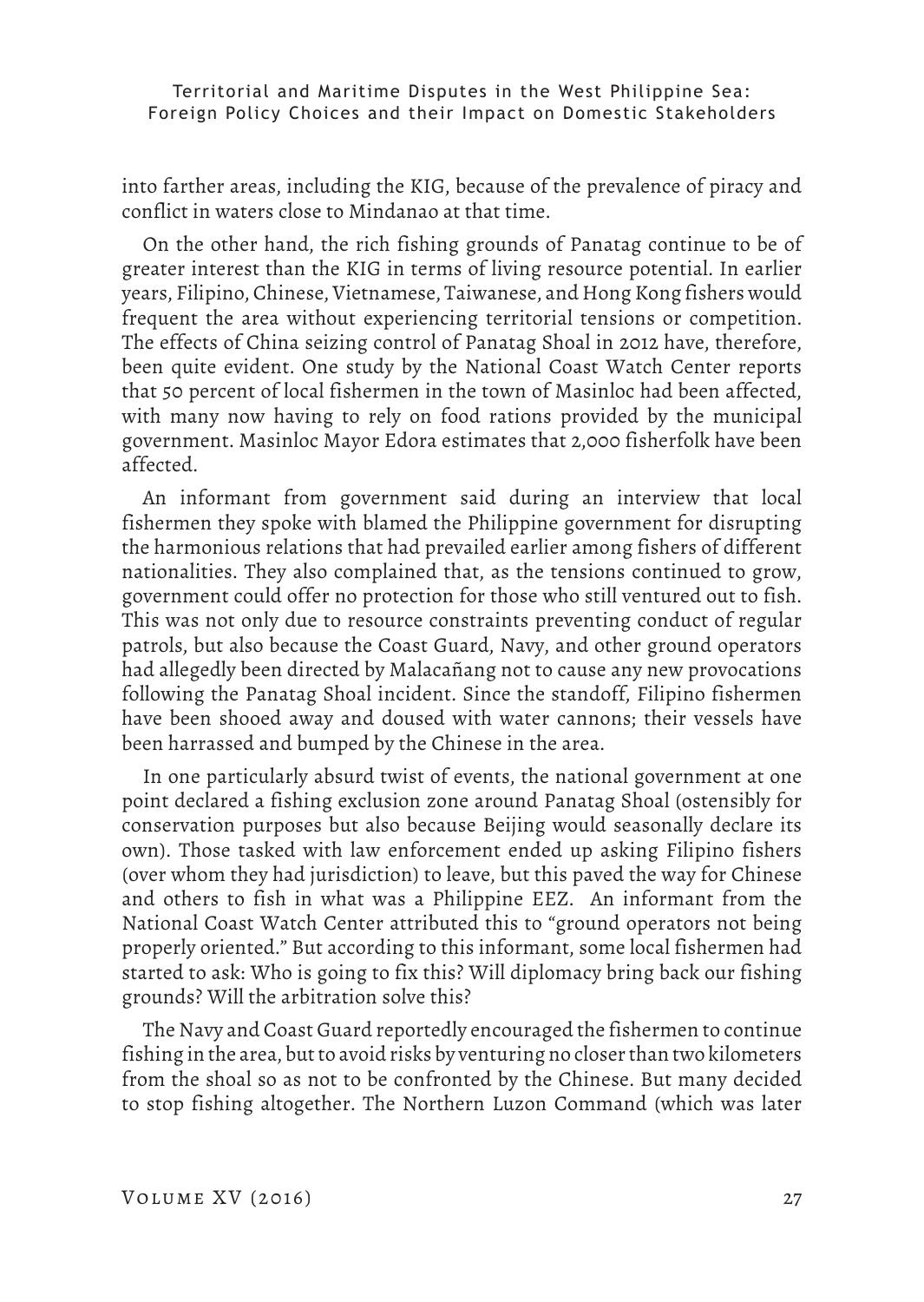into farther areas, including the KIG, because of the prevalence of piracy and conflict in waters close to Mindanao at that time.

On the other hand, the rich fishing grounds of Panatag continue to be of greater interest than the KIG in terms of living resource potential. In earlier years, Filipino, Chinese, Vietnamese, Taiwanese, and Hong Kong fishers would frequent the area without experiencing territorial tensions or competition. The effects of China seizing control of Panatag Shoal in 2012 have, therefore, been quite evident. One study by the National Coast Watch Center reports that 50 percent of local fishermen in the town of Masinloc had been affected, with many now having to rely on food rations provided by the municipal government. Masinloc Mayor Edora estimates that 2,000 fisherfolk have been affected.

An informant from government said during an interview that local fishermen they spoke with blamed the Philippine government for disrupting the harmonious relations that had prevailed earlier among fishers of different nationalities. They also complained that, as the tensions continued to grow, government could offer no protection for those who still ventured out to fish. This was not only due to resource constraints preventing conduct of regular patrols, but also because the Coast Guard, Navy, and other ground operators had allegedly been directed by Malacañang not to cause any new provocations following the Panatag Shoal incident. Since the standoff, Filipino fishermen have been shooed away and doused with water cannons; their vessels have been harrassed and bumped by the Chinese in the area.

In one particularly absurd twist of events, the national government at one point declared a fishing exclusion zone around Panatag Shoal (ostensibly for conservation purposes but also because Beijing would seasonally declare its own). Those tasked with law enforcement ended up asking Filipino fishers (over whom they had jurisdiction) to leave, but this paved the way for Chinese and others to fish in what was a Philippine EEZ. An informant from the National Coast Watch Center attributed this to "ground operators not being properly oriented." But according to this informant, some local fishermen had started to ask: Who is going to fix this? Will diplomacy bring back our fishing grounds? Will the arbitration solve this?

The Navy and Coast Guard reportedly encouraged the fishermen to continue fishing in the area, but to avoid risks by venturing no closer than two kilometers from the shoal so as not to be confronted by the Chinese. But many decided to stop fishing altogether. The Northern Luzon Command (which was later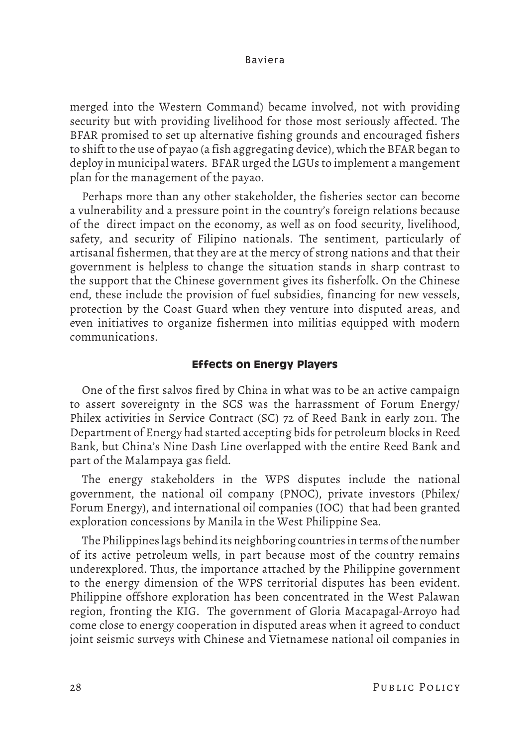merged into the Western Command) became involved, not with providing security but with providing livelihood for those most seriously affected. The BFAR promised to set up alternative fishing grounds and encouraged fishers to shift to the use of payao (a fish aggregating device), which the BFAR began to deploy in municipal waters. BFAR urged the LGUs to implement a mangement plan for the management of the payao.

Perhaps more than any other stakeholder, the fisheries sector can become a vulnerability and a pressure point in the country's foreign relations because of the direct impact on the economy, as well as on food security, livelihood, safety, and security of Filipino nationals. The sentiment, particularly of artisanal fishermen, that they are at the mercy of strong nations and that their government is helpless to change the situation stands in sharp contrast to the support that the Chinese government gives its fisherfolk. On the Chinese end, these include the provision of fuel subsidies, financing for new vessels, protection by the Coast Guard when they venture into disputed areas, and even initiatives to organize fishermen into militias equipped with modern communications.

### Effects on Energy Players

One of the first salvos fired by China in what was to be an active campaign to assert sovereignty in the SCS was the harrassment of Forum Energy/ Philex activities in Service Contract (SC) 72 of Reed Bank in early 2011. The Department of Energy had started accepting bids for petroleum blocks in Reed Bank, but China's Nine Dash Line overlapped with the entire Reed Bank and part of the Malampaya gas field.

The energy stakeholders in the WPS disputes include the national government, the national oil company (PNOC), private investors (Philex/ Forum Energy), and international oil companies (IOC) that had been granted exploration concessions by Manila in the West Philippine Sea.

The Philippines lags behind its neighboring countries in terms of the number of its active petroleum wells, in part because most of the country remains underexplored. Thus, the importance attached by the Philippine government to the energy dimension of the WPS territorial disputes has been evident. Philippine offshore exploration has been concentrated in the West Palawan region, fronting the KIG. The government of Gloria Macapagal-Arroyo had come close to energy cooperation in disputed areas when it agreed to conduct joint seismic surveys with Chinese and Vietnamese national oil companies in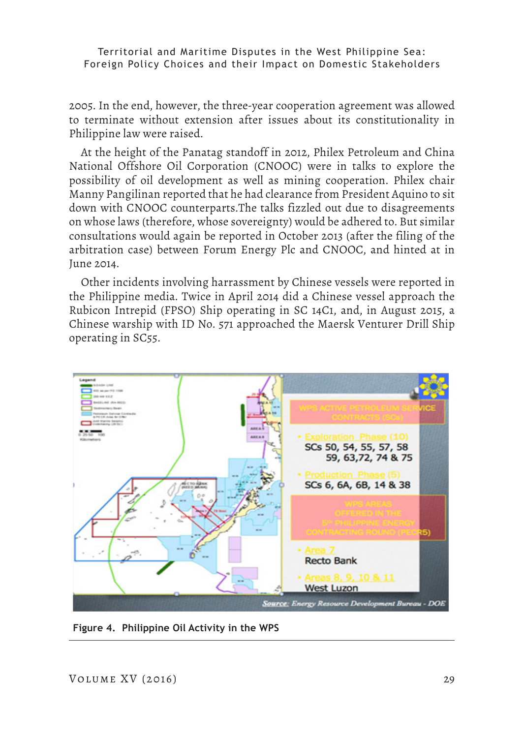2005. In the end, however, the three-year cooperation agreement was allowed to terminate without extension after issues about its constitutionality in Philippine law were raised.

At the height of the Panatag standoff in 2012, Philex Petroleum and China National Offshore Oil Corporation (CNOOC) were in talks to explore the possibility of oil development as well as mining cooperation. Philex chair Manny Pangilinan reported that he had clearance from President Aquino to sit down with CNOOC counterparts.The talks fizzled out due to disagreements on whose laws (therefore, whose sovereignty) would be adhered to. But similar consultations would again be reported in October 2013 (after the filing of the arbitration case) between Forum Energy Plc and CNOOC, and hinted at in June 2014.

Other incidents involving harrassment by Chinese vessels were reported in the Philippine media. Twice in April 2014 did a Chinese vessel approach the Rubicon Intrepid (FPSO) Ship operating in SC 14C1, and, in August 2015, a Chinese warship with ID No. 571 approached the Maersk Venturer Drill Ship operating in SC55.

**Figure 4. Philippine Oil Activity in the WPS**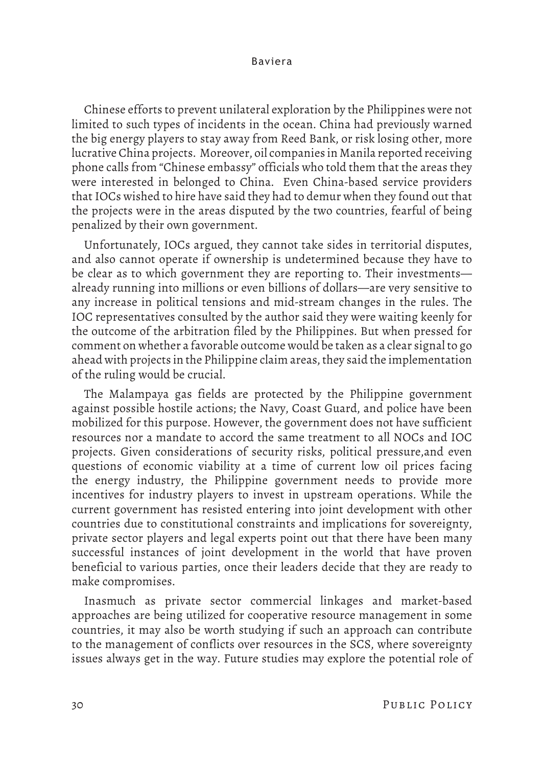Chinese efforts to prevent unilateral exploration by the Philippines were not limited to such types of incidents in the ocean. China had previously warned the big energy players to stay away from Reed Bank, or risk losing other, more lucrative China projects. Moreover, oil companies in Manila reported receiving phone calls from "Chinese embassy" officials who told them that the areas they were interested in belonged to China. Even China-based service providers that IOCs wished to hire have said they had to demur when they found out that the projects were in the areas disputed by the two countries, fearful of being penalized by their own government.

Unfortunately, IOCs argued, they cannot take sides in territorial disputes, and also cannot operate if ownership is undetermined because they have to be clear as to which government they are reporting to. Their investments—already running into millions or even billions of dollars—are very sensitive to any increase in political tensions and mid-stream changes in the rules. The IOC representatives consulted by the author said they were waiting keenly for the outcome of the arbitration filed by the Philippines. But when pressed for comment on whether a favorable outcome would be taken as a clear signal to go ahead with projects in the Philippine claim areas, they said the implementation of the ruling would be crucial.

The Malampaya gas fields are protected by the Philippine government against possible hostile actions; the Navy, Coast Guard, and police have been mobilized for this purpose. However, the government does not have sufficient resources nor a mandate to accord the same treatment to all NOCs and IOC projects. Given considerations of security risks, political pressure,and even questions of economic viability at a time of current low oil prices facing the energy industry, the Philippine government needs to provide more incentives for industry players to invest in upstream operations. While the current government has resisted entering into joint development with other countries due to constitutional constraints and implications for sovereignty, private sector players and legal experts point out that there have been many successful instances of joint development in the world that have proven beneficial to various parties, once their leaders decide that they are ready to make compromises.

Inasmuch as private sector commercial linkages and market-based approaches are being utilized for cooperative resource management in some countries, it may also be worth studying if such an approach can contribute to the management of conflicts over resources in the SCS, where sovereignty issues always get in the way. Future studies may explore the potential role of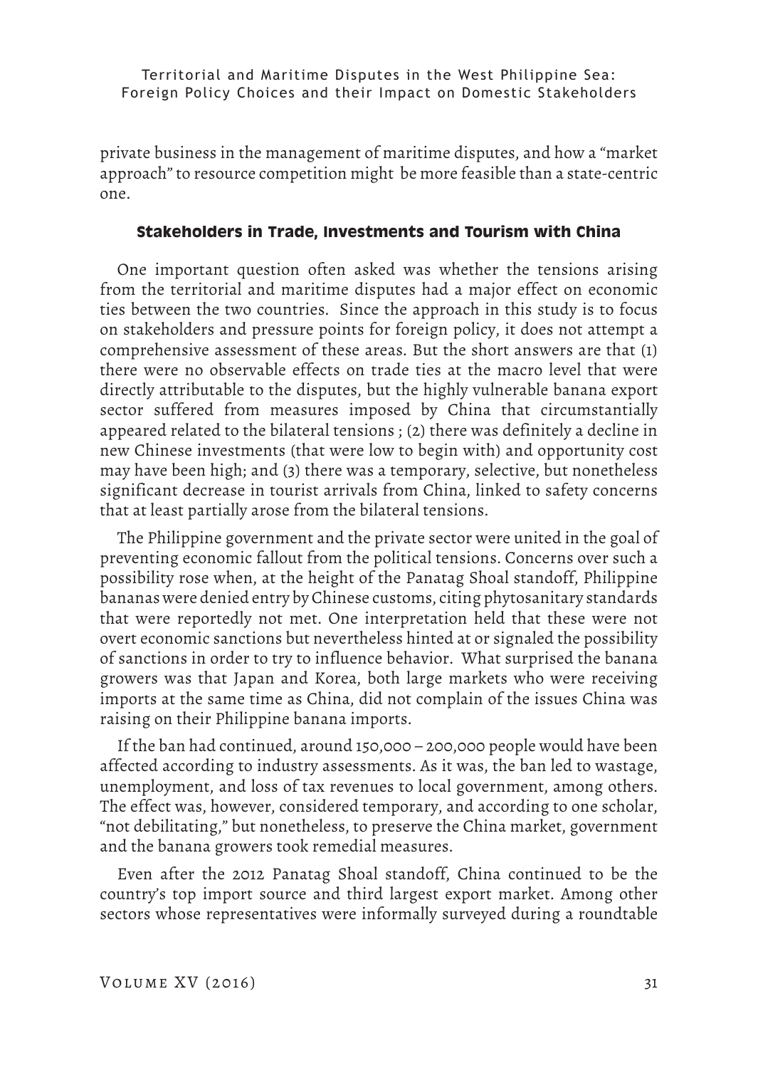private business in the management of maritime disputes, and how a "market approach" to resource competition might be more feasible than a state-centric one.

### Stakeholders in Trade, Investments and Tourism with China

One important question often asked was whether the tensions arising from the territorial and maritime disputes had a major effect on economic ties between the two countries. Since the approach in this study is to focus on stakeholders and pressure points for foreign policy, it does not attempt a comprehensive assessment of these areas. But the short answers are that (1) there were no observable effects on trade ties at the macro level that were directly attributable to the disputes, but the highly vulnerable banana export sector suffered from measures imposed by China that circumstantially appeared related to the bilateral tensions ; (2) there was definitely a decline in new Chinese investments (that were low to begin with) and opportunity cost may have been high; and (3) there was a temporary, selective, but nonetheless significant decrease in tourist arrivals from China, linked to safety concerns that at least partially arose from the bilateral tensions.

The Philippine government and the private sector were united in the goal of preventing economic fallout from the political tensions. Concerns over such a possibility rose when, at the height of the Panatag Shoal standoff, Philippine bananas were denied entry by Chinese customs, citing phytosanitary standards that were reportedly not met. One interpretation held that these were not overt economic sanctions but nevertheless hinted at or signaled the possibility of sanctions in order to try to influence behavior. What surprised the banana growers was that Japan and Korea, both large markets who were receiving imports at the same time as China, did not complain of the issues China was raising on their Philippine banana imports.

If the ban had continued, around 150,000 – 200,000 people would have been affected according to industry assessments. As it was, the ban led to wastage, unemployment, and loss of tax revenues to local government, among others. The effect was, however, considered temporary, and according to one scholar, "not debilitating," but nonetheless, to preserve the China market, government and the banana growers took remedial measures.

Even after the 2012 Panatag Shoal standoff, China continued to be the country's top import source and third largest export market. Among other sectors whose representatives were informally surveyed during a roundtable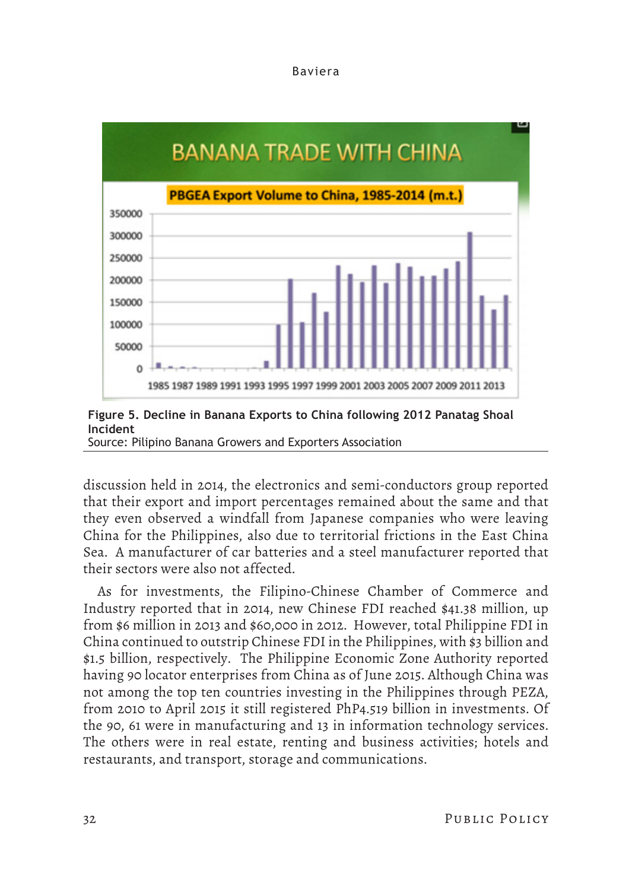**Figure 5. Decline in Banana Exports to China following 2012 Panatag Shoal Incident**
Source: Pilipino Banana Growers and Exporters Association

discussion held in 2014, the electronics and semi-conductors group reported that their export and import percentages remained about the same and that they even observed a windfall from Japanese companies who were leaving China for the Philippines, also due to territorial frictions in the East China Sea. A manufacturer of car batteries and a steel manufacturer reported that their sectors were also not affected.

As for investments, the Filipino-Chinese Chamber of Commerce and Industry reported that in 2014, new Chinese FDI reached $41.38 million, up from $6 million in 2013 and $60,000 in 2012. However, total Philippine FDI in China continued to outstrip Chinese FDI in the Philippines, with $3 billion and $1.5 billion, respectively. The Philippine Economic Zone Authority reported having 90 locator enterprises from China as of June 2015. Although China was not among the top ten countries investing in the Philippines through PEZA, from 2010 to April 2015 it still registered PhP4.519 billion in investments. Of the 90, 61 were in manufacturing and 13 in information technology services. The others were in real estate, renting and business activities; hotels and restaurants, and transport, storage and communications.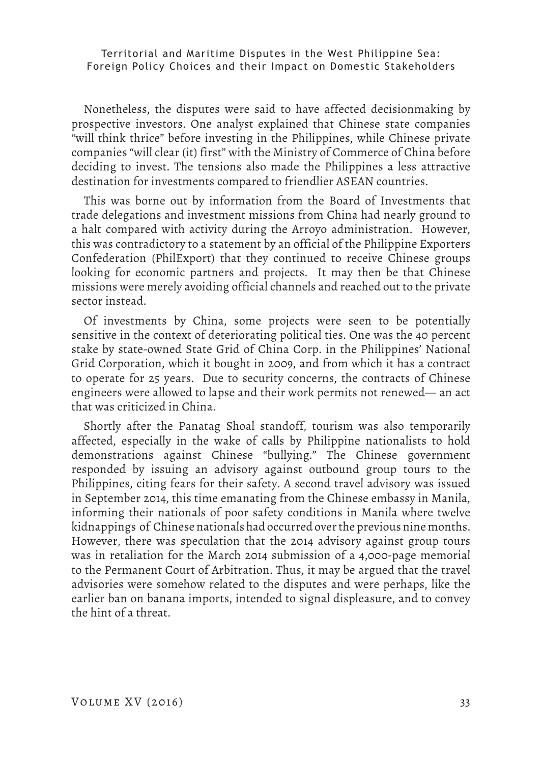Nonetheless, the disputes were said to have affected decisionmaking by prospective investors. One analyst explained that Chinese state companies "will think thrice" before investing in the Philippines, while Chinese private companies "will clear (it) first" with the Ministry of Commerce of China before deciding to invest. The tensions also made the Philippines a less attractive destination for investments compared to friendlier ASEAN countries.

This was borne out by information from the Board of Investments that trade delegations and investment missions from China had nearly ground to a halt compared with activity during the Arroyo administration. However, this was contradictory to a statement by an official of the Philippine Exporters Confederation (PhilExport) that they continued to receive Chinese groups looking for economic partners and projects. It may then be that Chinese missions were merely avoiding official channels and reached out to the private sector instead.

Of investments by China, some projects were seen to be potentially sensitive in the context of deteriorating political ties. One was the 40 percent stake by state-owned State Grid of China Corp. in the Philippines' National Grid Corporation, which it bought in 2009, and from which it has a contract to operate for 25 years. Due to security concerns, the contracts of Chinese engineers were allowed to lapse and their work permits not renewed— an act that was criticized in China.

Shortly after the Panatag Shoal standoff, tourism was also temporarily affected, especially in the wake of calls by Philippine nationalists to hold demonstrations against Chinese "bullying." The Chinese government responded by issuing an advisory against outbound group tours to the Philippines, citing fears for their safety. A second travel advisory was issued in September 2014, this time emanating from the Chinese embassy in Manila, informing their nationals of poor safety conditions in Manila where twelve kidnappings of Chinese nationals had occurred over the previous nine months. However, there was speculation that the 2014 advisory against group tours was in retaliation for the March 2014 submission of a 4,000-page memorial to the Permanent Court of Arbitration. Thus, it may be argued that the travel advisories were somehow related to the disputes and were perhaps, like the earlier ban on banana imports, intended to signal displeasure, and to convey the hint of a threat.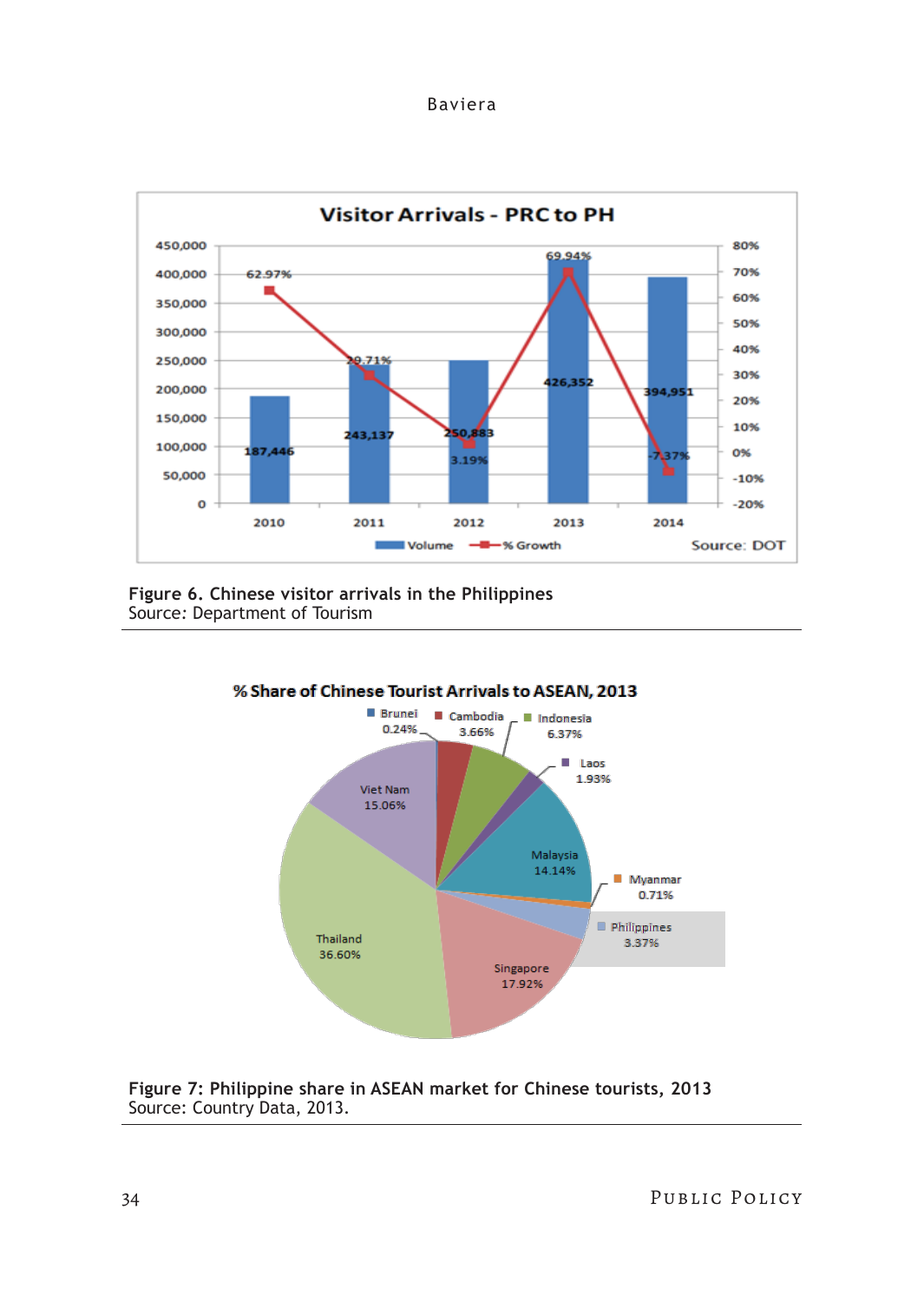Figure 6. Chinese visitor arrivals in the Philippines
Source: Department of Tourism

Figure 7: Philippine share in ASEAN market for Chinese tourists, 2013
Source: Country Data, 2013.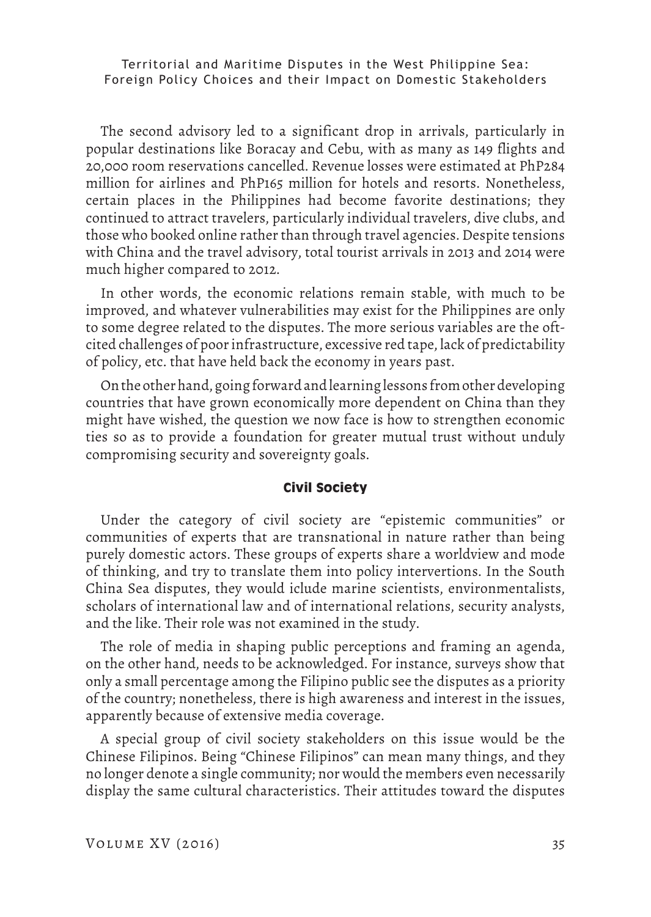The second advisory led to a significant drop in arrivals, particularly in popular destinations like Boracay and Cebu, with as many as 149 flights and 20,000 room reservations cancelled. Revenue losses were estimated at PhP284 million for airlines and PhP165 million for hotels and resorts. Nonetheless, certain places in the Philippines had become favorite destinations; they continued to attract travelers, particularly individual travelers, dive clubs, and those who booked online rather than through travel agencies. Despite tensions with China and the travel advisory, total tourist arrivals in 2013 and 2014 were much higher compared to 2012.

In other words, the economic relations remain stable, with much to be improved, and whatever vulnerabilities may exist for the Philippines are only to some degree related to the disputes. The more serious variables are the oft-cited challenges of poor infrastructure, excessive red tape, lack of predictability of policy, etc. that have held back the economy in years past.

On the other hand, going forward and learning lessons from other developing countries that have grown economically more dependent on China than they might have wished, the question we now face is how to strengthen economic ties so as to provide a foundation for greater mutual trust without unduly compromising security and sovereignty goals.

## Civil Society

Under the category of civil society are "epistemic communities" or communities of experts that are transnational in nature rather than being purely domestic actors. These groups of experts share a worldview and mode of thinking, and try to translate them into policy intervertions. In the South China Sea disputes, they would iclude marine scientists, environmentalists, scholars of international law and of international relations, security analysts, and the like. Their role was not examined in the study.

The role of media in shaping public perceptions and framing an agenda, on the other hand, needs to be acknowledged. For instance, surveys show that only a small percentage among the Filipino public see the disputes as a priority of the country; nonetheless, there is high awareness and interest in the issues, apparently because of extensive media coverage.

A special group of civil society stakeholders on this issue would be the Chinese Filipinos. Being "Chinese Filipinos" can mean many things, and they no longer denote a single community; nor would the members even necessarily display the same cultural characteristics. Their attitudes toward the disputes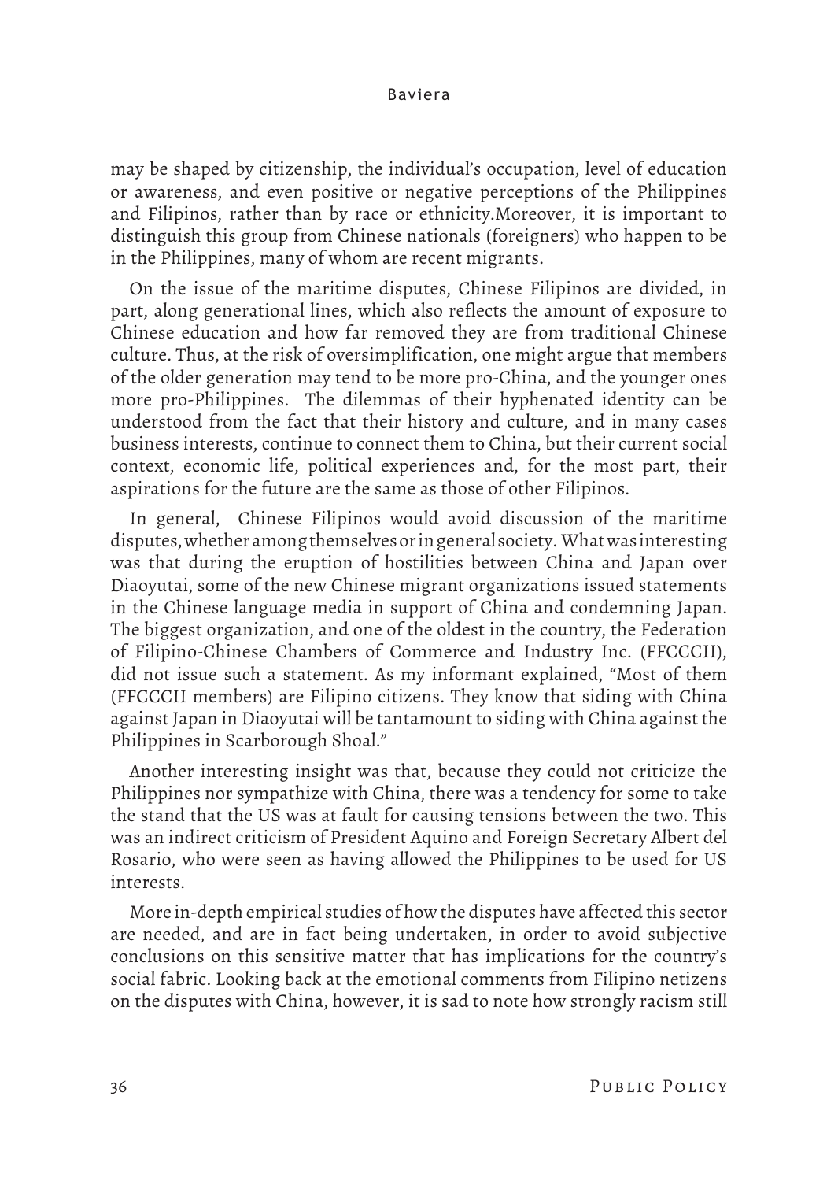may be shaped by citizenship, the individual's occupation, level of education or awareness, and even positive or negative perceptions of the Philippines and Filipinos, rather than by race or ethnicity.Moreover, it is important to distinguish this group from Chinese nationals (foreigners) who happen to be in the Philippines, many of whom are recent migrants.

On the issue of the maritime disputes, Chinese Filipinos are divided, in part, along generational lines, which also reflects the amount of exposure to Chinese education and how far removed they are from traditional Chinese culture. Thus, at the risk of oversimplification, one might argue that members of the older generation may tend to be more pro-China, and the younger ones more pro-Philippines. The dilemmas of their hyphenated identity can be understood from the fact that their history and culture, and in many cases business interests, continue to connect them to China, but their current social context, economic life, political experiences and, for the most part, their aspirations for the future are the same as those of other Filipinos.

In general, Chinese Filipinos would avoid discussion of the maritime disputes, whether among themselves or in general society. What was interesting was that during the eruption of hostilities between China and Japan over Diaoyutai, some of the new Chinese migrant organizations issued statements in the Chinese language media in support of China and condemning Japan. The biggest organization, and one of the oldest in the country, the Federation of Filipino-Chinese Chambers of Commerce and Industry Inc. (FFCCCII), did not issue such a statement. As my informant explained, "Most of them (FFCCCII members) are Filipino citizens. They know that siding with China against Japan in Diaoyutai will be tantamount to siding with China against the Philippines in Scarborough Shoal."

Another interesting insight was that, because they could not criticize the Philippines nor sympathize with China, there was a tendency for some to take the stand that the US was at fault for causing tensions between the two. This was an indirect criticism of President Aquino and Foreign Secretary Albert del Rosario, who were seen as having allowed the Philippines to be used for US interests.

More in-depth empirical studies of how the disputes have affected this sector are needed, and are in fact being undertaken, in order to avoid subjective conclusions on this sensitive matter that has implications for the country's social fabric. Looking back at the emotional comments from Filipino netizens on the disputes with China, however, it is sad to note how strongly racism still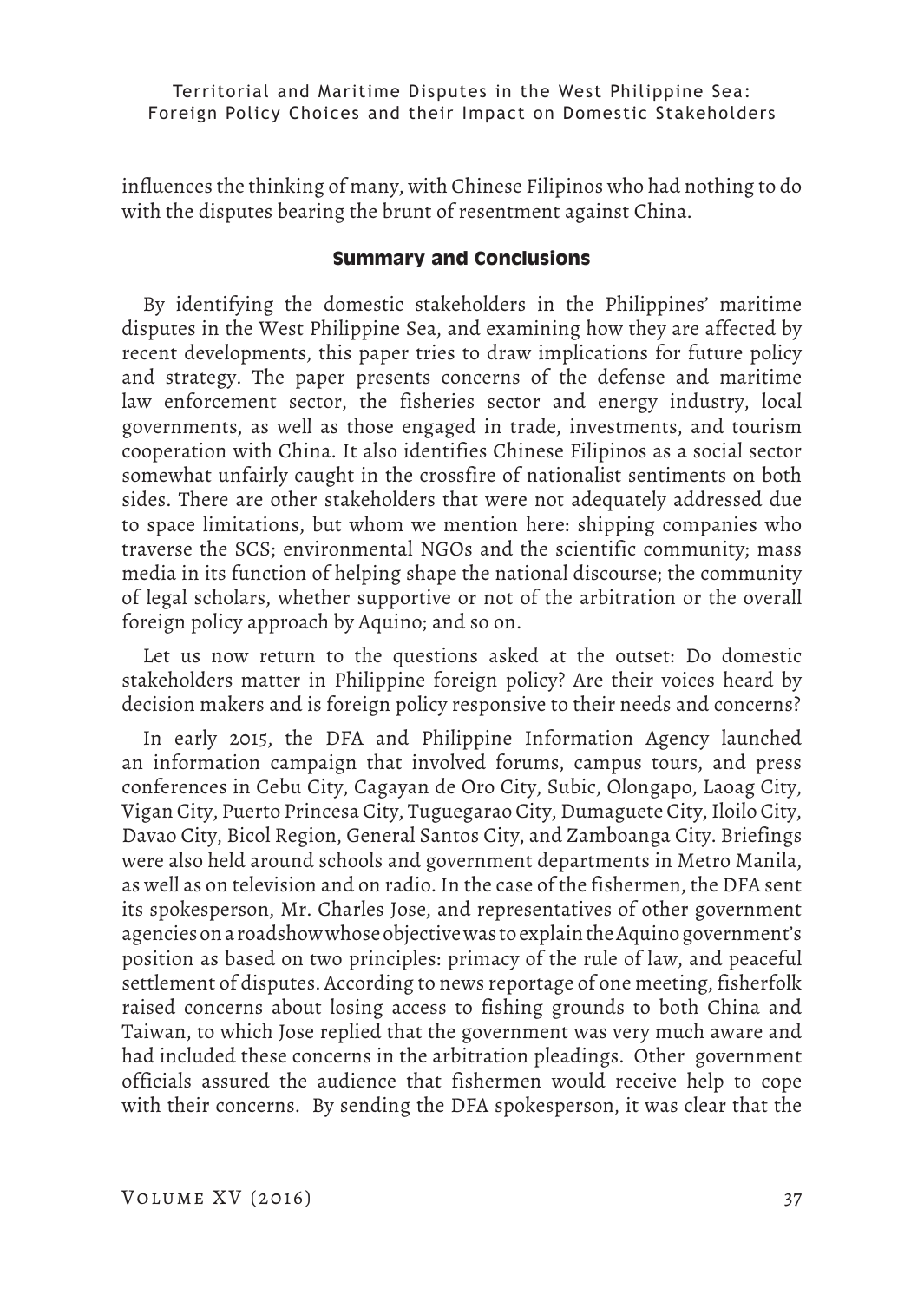influences the thinking of many, with Chinese Filipinos who had nothing to do with the disputes bearing the brunt of resentment against China.

## Summary and Conclusions

By identifying the domestic stakeholders in the Philippines' maritime disputes in the West Philippine Sea, and examining how they are affected by recent developments, this paper tries to draw implications for future policy and strategy. The paper presents concerns of the defense and maritime law enforcement sector, the fisheries sector and energy industry, local governments, as well as those engaged in trade, investments, and tourism cooperation with China. It also identifies Chinese Filipinos as a social sector somewhat unfairly caught in the crossfire of nationalist sentiments on both sides. There are other stakeholders that were not adequately addressed due to space limitations, but whom we mention here: shipping companies who traverse the SCS; environmental NGOs and the scientific community; mass media in its function of helping shape the national discourse; the community of legal scholars, whether supportive or not of the arbitration or the overall foreign policy approach by Aquino; and so on.

Let us now return to the questions asked at the outset: Do domestic stakeholders matter in Philippine foreign policy? Are their voices heard by decision makers and is foreign policy responsive to their needs and concerns?

In early 2015, the DFA and Philippine Information Agency launched an information campaign that involved forums, campus tours, and press conferences in Cebu City, Cagayan de Oro City, Subic, Olongapo, Laoag City, Vigan City, Puerto Princesa City, Tuguegarao City, Dumaguete City, Iloilo City, Davao City, Bicol Region, General Santos City, and Zamboanga City. Briefings were also held around schools and government departments in Metro Manila, as well as on television and on radio. In the case of the fishermen, the DFA sent its spokesperson, Mr. Charles Jose, and representatives of other government agencies on a roadshow whose objective was to explain the Aquino government's position as based on two principles: primacy of the rule of law, and peaceful settlement of disputes. According to news reportage of one meeting, fisherfolk raised concerns about losing access to fishing grounds to both China and Taiwan, to which Jose replied that the government was very much aware and had included these concerns in the arbitration pleadings. Other government officials assured the audience that fishermen would receive help to cope with their concerns. By sending the DFA spokesperson, it was clear that the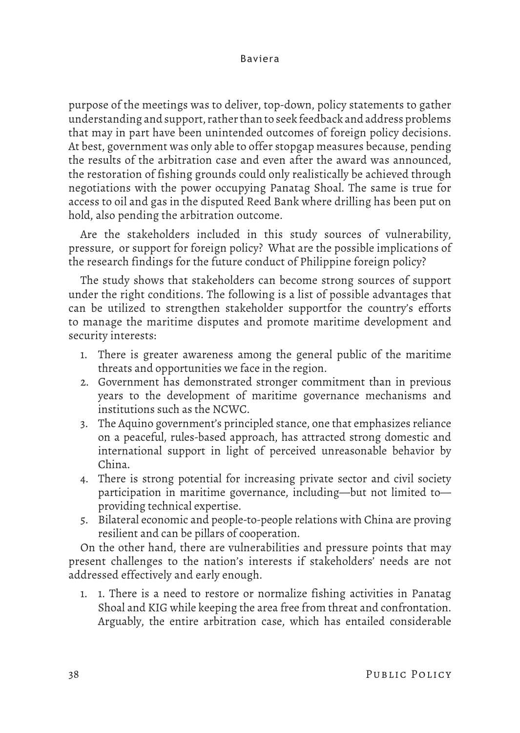purpose of the meetings was to deliver, top-down, policy statements to gather understanding and support, rather than to seek feedback and address problems that may in part have been unintended outcomes of foreign policy decisions. At best, government was only able to offer stopgap measures because, pending the results of the arbitration case and even after the award was announced, the restoration of fishing grounds could only realistically be achieved through negotiations with the power occupying Panatag Shoal. The same is true for access to oil and gas in the disputed Reed Bank where drilling has been put on hold, also pending the arbitration outcome.

Are the stakeholders included in this study sources of vulnerability, pressure, or support for foreign policy? What are the possible implications of the research findings for the future conduct of Philippine foreign policy?

The study shows that stakeholders can become strong sources of support under the right conditions. The following is a list of possible advantages that can be utilized to strengthen stakeholder supportfor the country's efforts to manage the maritime disputes and promote maritime development and security interests:

1. There is greater awareness among the general public of the maritime threats and opportunities we face in the region.
2. Government has demonstrated stronger commitment than in previous years to the development of maritime governance mechanisms and institutions such as the NCWC.
3. The Aquino government's principled stance, one that emphasizes reliance on a peaceful, rules-based approach, has attracted strong domestic and international support in light of perceived unreasonable behavior by China.
4. There is strong potential for increasing private sector and civil society participation in maritime governance, including—but not limited to—providing technical expertise.
5. Bilateral economic and people-to-people relations with China are proving resilient and can be pillars of cooperation.

On the other hand, there are vulnerabilities and pressure points that may present challenges to the nation's interests if stakeholders' needs are not addressed effectively and early enough.

1. 1. There is a need to restore or normalize fishing activities in Panatag Shoal and KIG while keeping the area free from threat and confrontation. Arguably, the entire arbitration case, which has entailed considerable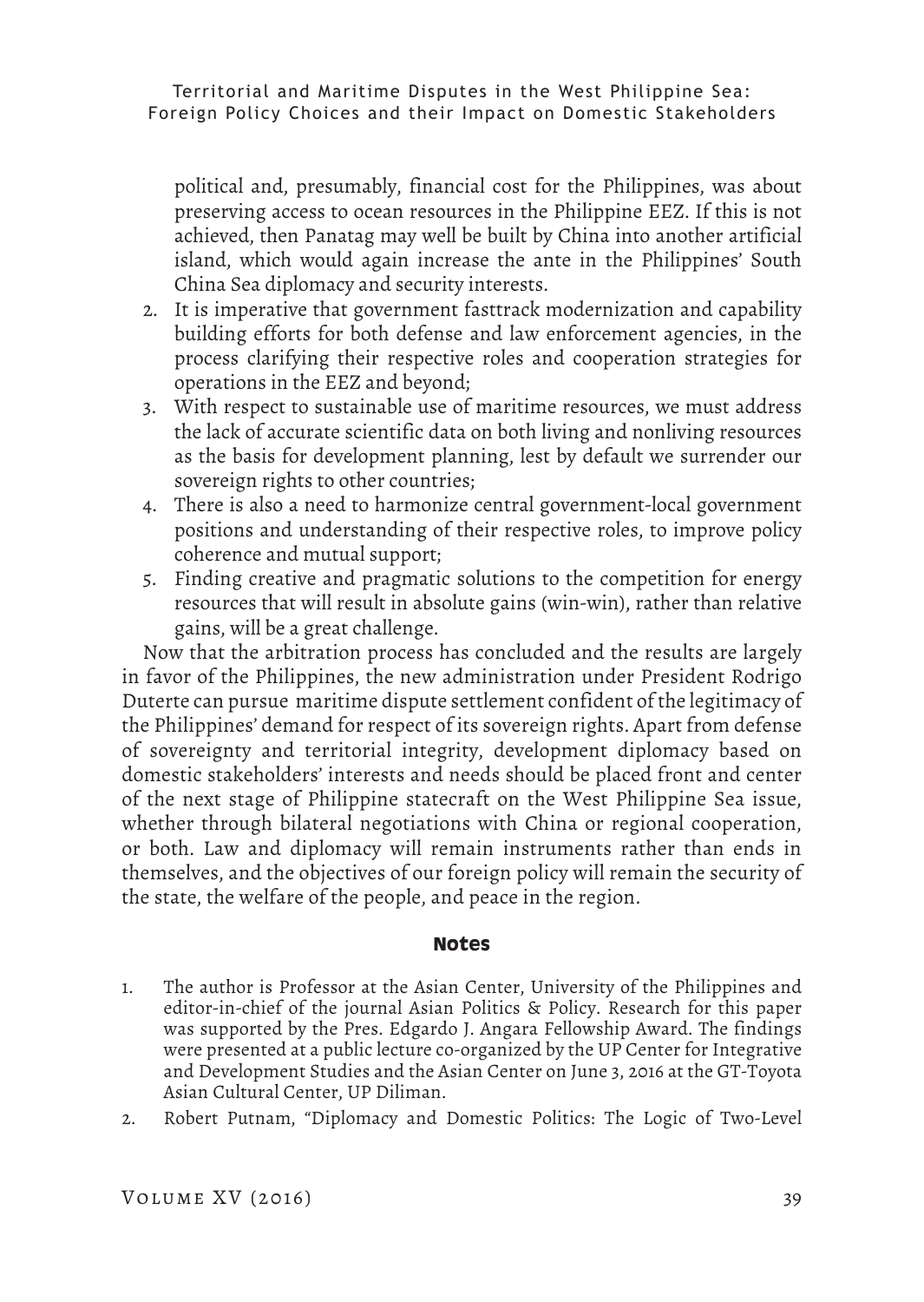political and, presumably, financial cost for the Philippines, was about preserving access to ocean resources in the Philippine EEZ. If this is not achieved, then Panatag may well be built by China into another artificial island, which would again increase the ante in the Philippines' South China Sea diplomacy and security interests.

2. It is imperative that government fasttrack modernization and capability building efforts for both defense and law enforcement agencies, in the process clarifying their respective roles and cooperation strategies for operations in the EEZ and beyond;
3. With respect to sustainable use of maritime resources, we must address the lack of accurate scientific data on both living and nonliving resources as the basis for development planning, lest by default we surrender our sovereign rights to other countries;
4. There is also a need to harmonize central government-local government positions and understanding of their respective roles, to improve policy coherence and mutual support;
5. Finding creative and pragmatic solutions to the competition for energy resources that will result in absolute gains (win-win), rather than relative gains, will be a great challenge.

Now that the arbitration process has concluded and the results are largely in favor of the Philippines, the new administration under President Rodrigo Duterte can pursue maritime dispute settlement confident of the legitimacy of the Philippines' demand for respect of its sovereign rights. Apart from defense of sovereignty and territorial integrity, development diplomacy based on domestic stakeholders' interests and needs should be placed front and center of the next stage of Philippine statecraft on the West Philippine Sea issue, whether through bilateral negotiations with China or regional cooperation, or both. Law and diplomacy will remain instruments rather than ends in themselves, and the objectives of our foreign policy will remain the security of the state, the welfare of the people, and peace in the region.

## Notes

1. The author is Professor at the Asian Center, University of the Philippines and editor-in-chief of the journal Asian Politics & Policy. Research for this paper was supported by the Pres. Edgardo J. Angara Fellowship Award. The findings were presented at a public lecture co-organized by the UP Center for Integrative and Development Studies and the Asian Center on June 3, 2016 at the GT-Toyota Asian Cultural Center, UP Diliman.
2. Robert Putnam, "Diplomacy and Domestic Politics: The Logic of Two-Level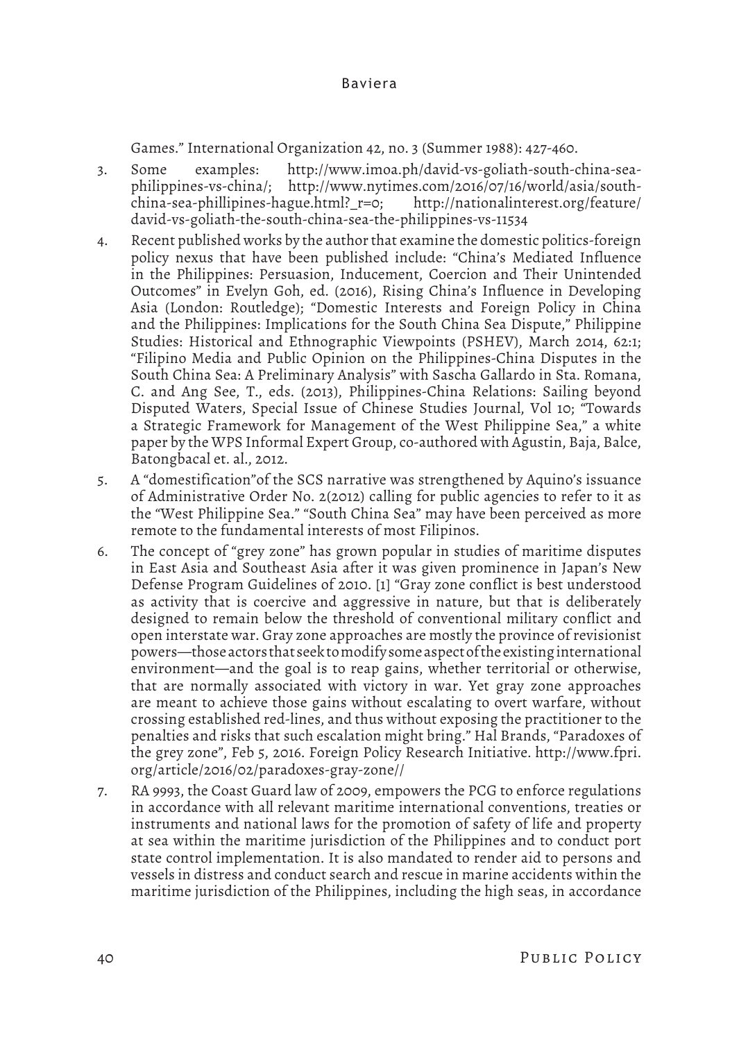Games." International Organization 42, no. 3 (Summer 1988): 427-460.

3. Some examples: http://www.imoa.ph/david-vs-goliath-south-china-sea-philippines-vs-china/; http://www.nytimes.com/2016/07/16/world/asia/south-china-sea-phillipines-hague.html?_r=0; http://nationalinterest.org/feature/david-vs-goliath-the-south-china-sea-the-philippines-vs-11534

4. Recent published works by the author that examine the domestic politics-foreign policy nexus that have been published include: "China's Mediated Influence in the Philippines: Persuasion, Inducement, Coercion and Their Unintended Outcomes" in Evelyn Goh, ed. (2016), Rising China's Influence in Developing Asia (London: Routledge); "Domestic Interests and Foreign Policy in China and the Philippines: Implications for the South China Sea Dispute," Philippine Studies: Historical and Ethnographic Viewpoints (PSHEV), March 2014, 62:1; "Filipino Media and Public Opinion on the Philippines-China Disputes in the South China Sea: A Preliminary Analysis" with Sascha Gallardo in Sta. Romana, C. and Ang See, T., eds. (2013), Philippines-China Relations: Sailing beyond Disputed Waters, Special Issue of Chinese Studies Journal, Vol 10; "Towards a Strategic Framework for Management of the West Philippine Sea," a white paper by the WPS Informal Expert Group, co-authored with Agustin, Baja, Balce, Batongbacal et. al., 2012.

5. A "domestification" of the SCS narrative was strengthened by Aquino's issuance of Administrative Order No. 2(2012) calling for public agencies to refer to it as the "West Philippine Sea." "South China Sea" may have been perceived as more remote to the fundamental interests of most Filipinos.

6. The concept of "grey zone" has grown popular in studies of maritime disputes in East Asia and Southeast Asia after it was given prominence in Japan's New Defense Program Guidelines of 2010. [1] "Gray zone conflict is best understood as activity that is coercive and aggressive in nature, but that is deliberately designed to remain below the threshold of conventional military conflict and open interstate war. Gray zone approaches are mostly the province of revisionist powers—those actors that seek to modify some aspect of the existing international environment—and the goal is to reap gains, whether territorial or otherwise, that are normally associated with victory in war. Yet gray zone approaches are meant to achieve those gains without escalating to overt warfare, without crossing established red-lines, and thus without exposing the practitioner to the penalties and risks that such escalation might bring." Hal Brands, "Paradoxes of the grey zone", Feb 5, 2016. Foreign Policy Research Initiative. http://www.fpri.org/article/2016/02/paradoxes-gray-zone//

7. RA 9993, the Coast Guard law of 2009, empowers the PCG to enforce regulations in accordance with all relevant maritime international conventions, treaties or instruments and national laws for the promotion of safety of life and property at sea within the maritime jurisdiction of the Philippines and to conduct port state control implementation. It is also mandated to render aid to persons and vessels in distress and conduct search and rescue in marine accidents within the maritime jurisdiction of the Philippines, including the high seas, in accordance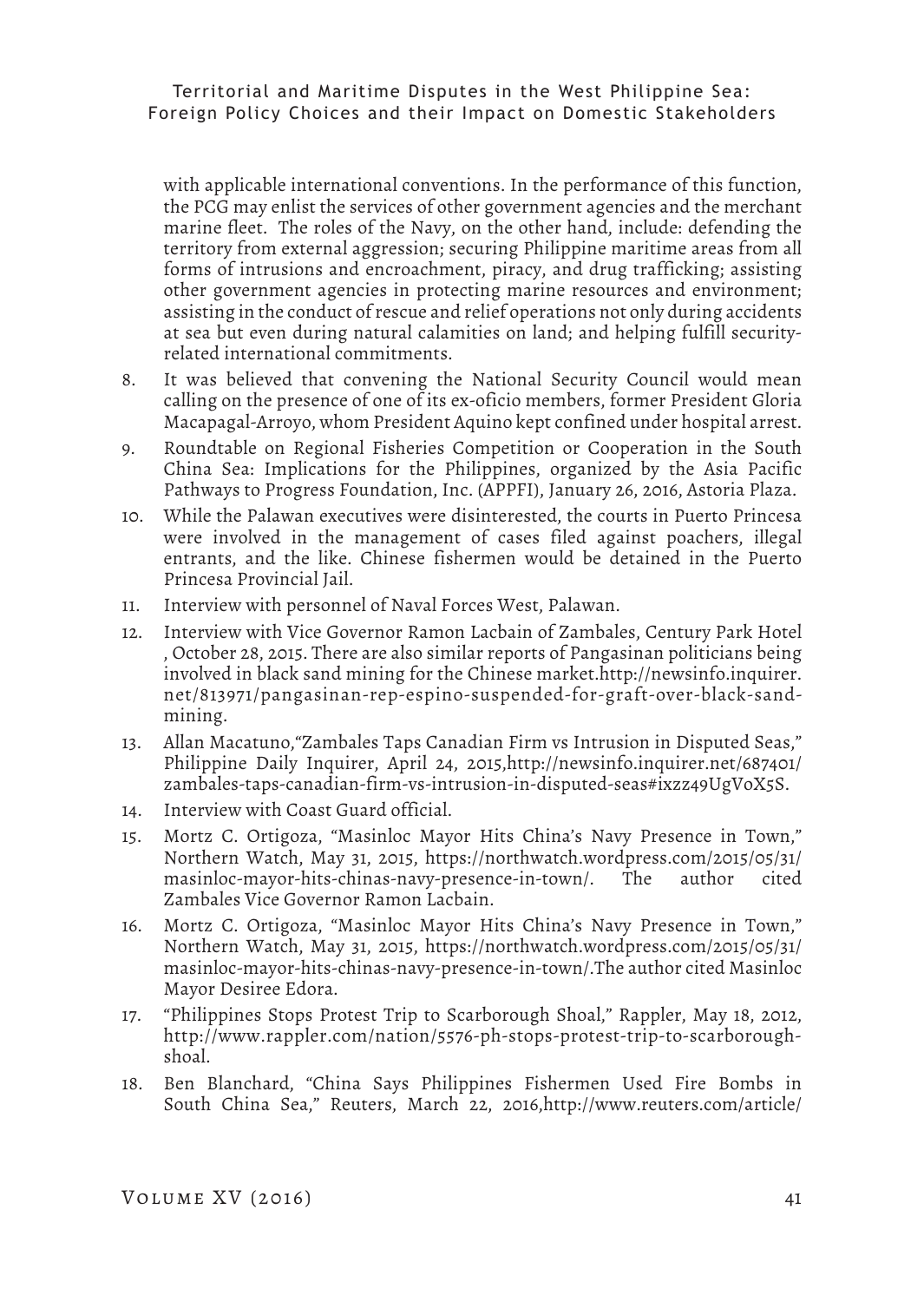with applicable international conventions. In the performance of this function, the PCG may enlist the services of other government agencies and the merchant marine fleet. The roles of the Navy, on the other hand, include: defending the territory from external aggression; securing Philippine maritime areas from all forms of intrusions and encroachment, piracy, and drug trafficking; assisting other government agencies in protecting marine resources and environment; assisting in the conduct of rescue and relief operations not only during accidents at sea but even during natural calamities on land; and helping fulfill security-related international commitments.

8. It was believed that convening the National Security Council would mean calling on the presence of one of its ex-oficio members, former President Gloria Macapagal-Arroyo, whom President Aquino kept confined under hospital arrest.
9. Roundtable on Regional Fisheries Competition or Cooperation in the South China Sea: Implications for the Philippines, organized by the Asia Pacific Pathways to Progress Foundation, Inc. (APPFI), January 26, 2016, Astoria Plaza.
10. While the Palawan executives were disinterested, the courts in Puerto Princesa were involved in the management of cases filed against poachers, illegal entrants, and the like. Chinese fishermen would be detained in the Puerto Princesa Provincial Jail.
11. Interview with personnel of Naval Forces West, Palawan.
12. Interview with Vice Governor Ramon Lacbain of Zambales, Century Park Hotel , October 28, 2015. There are also similar reports of Pangasinan politicians being involved in black sand mining for the Chinese market.http://newsinfo.inquirer.net/813971/pangasinan-rep-espino-suspended-for-graft-over-black-sand-mining.
13. Allan Macatuno,"Zambales Taps Canadian Firm vs Intrusion in Disputed Seas," Philippine Daily Inquirer, April 24, 2015,http://newsinfo.inquirer.net/687401/zambales-taps-canadian-firm-vs-intrusion-in-disputed-seas#ixzz49UgVoX5S.
14. Interview with Coast Guard official.
15. Mortz C. Ortigoza, "Masinloc Mayor Hits China's Navy Presence in Town," Northern Watch, May 31, 2015, https://northwatch.wordpress.com/2015/05/31/masinloc-mayor-hits-chinas-navy-presence-in-town/. The author cited Zambales Vice Governor Ramon Lacbain.
16. Mortz C. Ortigoza, "Masinloc Mayor Hits China's Navy Presence in Town," Northern Watch, May 31, 2015, https://northwatch.wordpress.com/2015/05/31/masinloc-mayor-hits-chinas-navy-presence-in-town/.The author cited Masinloc Mayor Desiree Edora.
17. "Philippines Stops Protest Trip to Scarborough Shoal," Rappler, May 18, 2012, http://www.rappler.com/nation/5576-ph-stops-protest-trip-to-scarborough-shoal.
18. Ben Blanchard, "China Says Philippines Fishermen Used Fire Bombs in South China Sea," Reuters, March 22, 2016,http://www.reuters.com/article/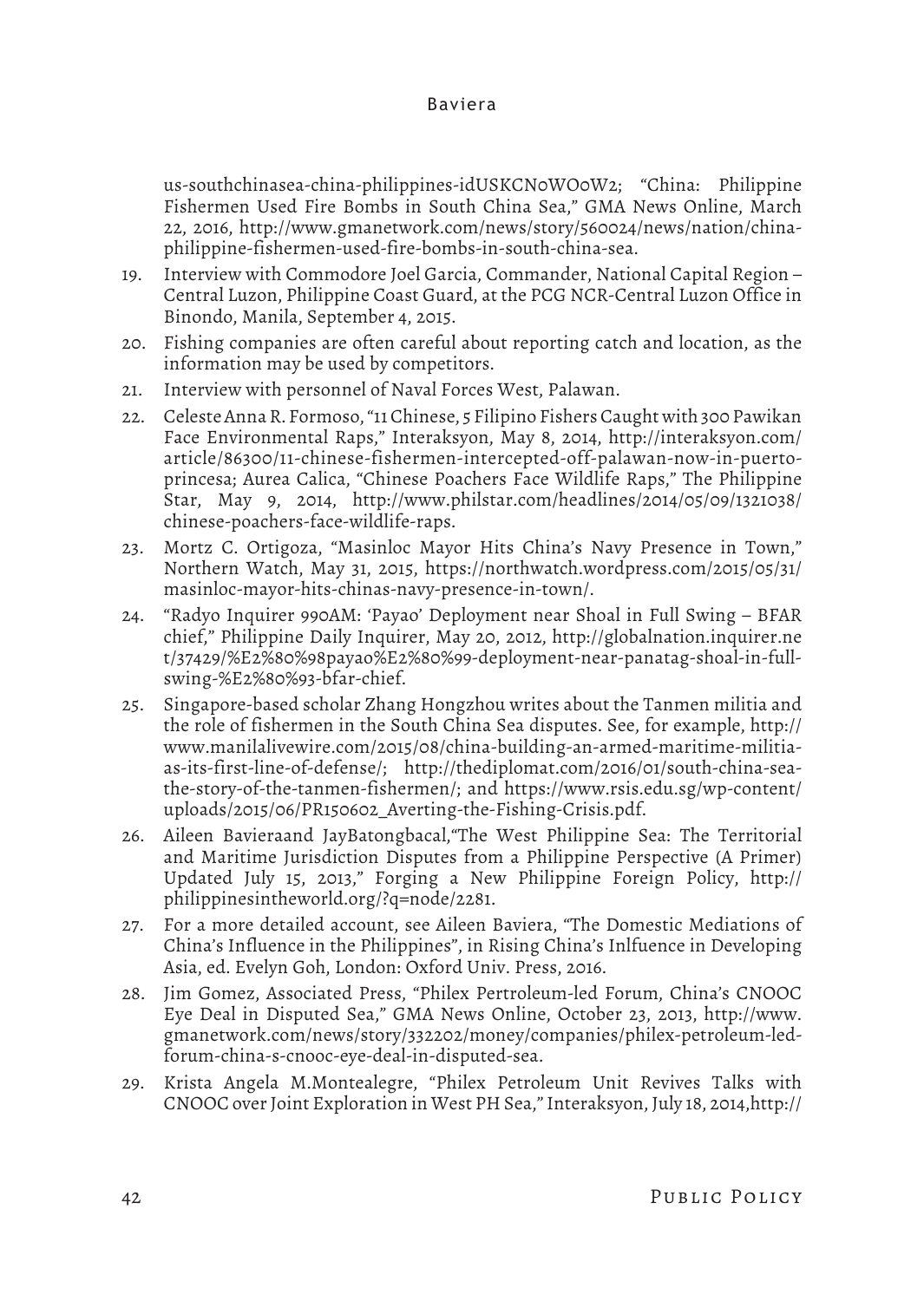us-southchinasea-china-philippines-idUSKCN0WO0W2; "China: Philippine Fishermen Used Fire Bombs in South China Sea," GMA News Online, March 22, 2016, http://www.gmanetwork.com/news/story/560024/news/nation/china-philippine-fishermen-used-fire-bombs-in-south-china-sea.

19. Interview with Commodore Joel Garcia, Commander, National Capital Region – Central Luzon, Philippine Coast Guard, at the PCG NCR-Central Luzon Office in Binondo, Manila, September 4, 2015.
20. Fishing companies are often careful about reporting catch and location, as the information may be used by competitors.
21. Interview with personnel of Naval Forces West, Palawan.
22. Celeste Anna R. Formoso, "11 Chinese, 5 Filipino Fishers Caught with 300 Pawikan Face Environmental Raps," Interaksyon, May 8, 2014, http://interaksyon.com/article/86300/11-chinese-fishermen-intercepted-off-palawan-now-in-puerto-princesa; Aurea Calica, "Chinese Poachers Face Wildlife Raps," The Philippine Star, May 9, 2014, http://www.philstar.com/headlines/2014/05/09/1321038/chinese-poachers-face-wildlife-raps.
23. Mortz C. Ortigoza, "Masinloc Mayor Hits China's Navy Presence in Town," Northern Watch, May 31, 2015, https://northwatch.wordpress.com/2015/05/31/masinloc-mayor-hits-chinas-navy-presence-in-town/.
24. "Radyo Inquirer 990AM: 'Payao' Deployment near Shoal in Full Swing – BFAR chief," Philippine Daily Inquirer, May 20, 2012, http://globalnation.inquirer.net/37429/%E2%80%98payao%E2%80%99-deployment-near-panatag-shoal-in-full-swing-%E2%80%93-bfar-chief.
25. Singapore-based scholar Zhang Hongzhou writes about the Tanmen militia and the role of fishermen in the South China Sea disputes. See, for example, http://www.manilalivewire.com/2015/08/china-building-an-armed-maritime-militia-as-its-first-line-of-defense/; http://thediplomat.com/2016/01/south-china-sea-the-story-of-the-tanmen-fishermen/; and https://www.rsis.edu.sg/wp-content/uploads/2015/06/PR150602_Averting-the-Fishing-Crisis.pdf.
26. Aileen Bavieraand JayBatongbacal,"The West Philippine Sea: The Territorial and Maritime Jurisdiction Disputes from a Philippine Perspective (A Primer) Updated July 15, 2013," Forging a New Philippine Foreign Policy, http://philippinesintheworld.org/?q=node/2281.
27. For a more detailed account, see Aileen Baviera, "The Domestic Mediations of China's Influence in the Philippines", in Rising China's Inlfuence in Developing Asia, ed. Evelyn Goh, London: Oxford Univ. Press, 2016.
28. Jim Gomez, Associated Press, "Philex Pertroleum-led Forum, China's CNOOC Eye Deal in Disputed Sea," GMA News Online, October 23, 2013, http://www.gmanetwork.com/news/story/332202/money/companies/philex-petroleum-led-forum-china-s-cnooc-eye-deal-in-disputed-sea.
29. Krista Angela M.Montealegre, "Philex Petroleum Unit Revives Talks with CNOOC over Joint Exploration in West PH Sea," Interaksyon, July 18, 2014,http://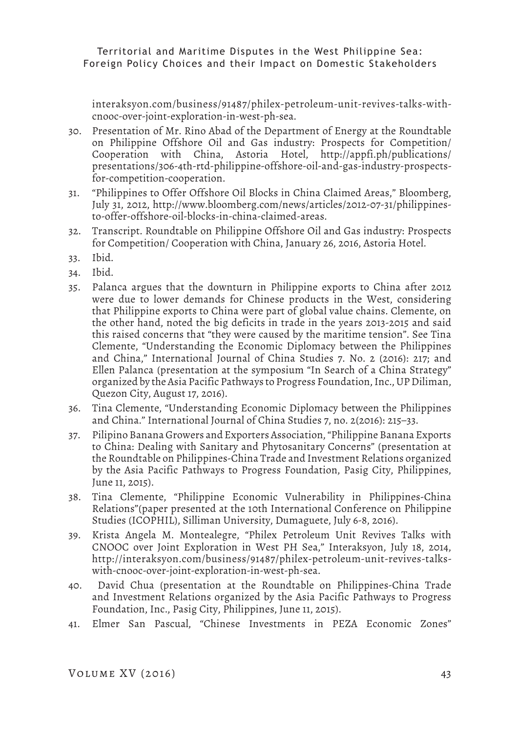interaksyon.com/business/91487/philex-petroleum-unit-revives-talks-with-cnooc-over-joint-exploration-in-west-ph-sea.

30. Presentation of Mr. Rino Abad of the Department of Energy at the Roundtable on Philippine Offshore Oil and Gas industry: Prospects for Competition/ Cooperation with China, Astoria Hotel, http://appfi.ph/publications/presentations/306-4th-rtd-philippine-offshore-oil-and-gas-industry-prospects-for-competition-cooperation.
31. "Philippines to Offer Offshore Oil Blocks in China Claimed Areas," Bloomberg, July 31, 2012, http://www.bloomberg.com/news/articles/2012-07-31/philippines-to-offer-offshore-oil-blocks-in-china-claimed-areas.
32. Transcript. Roundtable on Philippine Offshore Oil and Gas industry: Prospects for Competition/ Cooperation with China, January 26, 2016, Astoria Hotel.
33. Ibid.
34. Ibid.
35. Palanca argues that the downturn in Philippine exports to China after 2012 were due to lower demands for Chinese products in the West, considering that Philippine exports to China were part of global value chains. Clemente, on the other hand, noted the big deficits in trade in the years 2013-2015 and said this raised concerns that "they were caused by the maritime tension". See Tina Clemente, "Understanding the Economic Diplomacy between the Philippines and China," International Journal of China Studies 7. No. 2 (2016): 217; and Ellen Palanca (presentation at the symposium "In Search of a China Strategy" organized by the Asia Pacific Pathways to Progress Foundation, Inc., UP Diliman, Quezon City, August 17, 2016).
36. Tina Clemente, "Understanding Economic Diplomacy between the Philippines and China." International Journal of China Studies 7, no. 2(2016): 215–33.
37. Pilipino Banana Growers and Exporters Association, "Philippine Banana Exports to China: Dealing with Sanitary and Phytosanitary Concerns" (presentation at the Roundtable on Philippines-China Trade and Investment Relations organized by the Asia Pacific Pathways to Progress Foundation, Pasig City, Philippines, June 11, 2015).
38. Tina Clemente, "Philippine Economic Vulnerability in Philippines-China Relations"(paper presented at the 10th International Conference on Philippine Studies (ICOPHIL), Silliman University, Dumaguete, July 6-8, 2016).
39. Krista Angela M. Montealegre, "Philex Petroleum Unit Revives Talks with CNOOC over Joint Exploration in West PH Sea," Interaksyon, July 18, 2014, http://interaksyon.com/business/91487/philex-petroleum-unit-revives-talks-with-cnooc-over-joint-exploration-in-west-ph-sea.
40. David Chua (presentation at the Roundtable on Philippines-China Trade and Investment Relations organized by the Asia Pacific Pathways to Progress Foundation, Inc., Pasig City, Philippines, June 11, 2015).
41. Elmer San Pascual, "Chinese Investments in PEZA Economic Zones"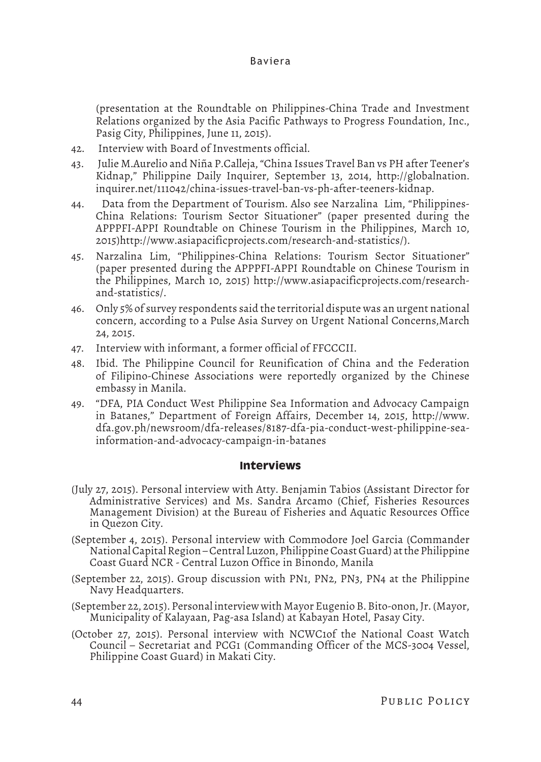(presentation at the Roundtable on Philippines-China Trade and Investment Relations organized by the Asia Pacific Pathways to Progress Foundation, Inc., Pasig City, Philippines, June 11, 2015).

42. Interview with Board of Investments official.

43. Julie M.Aurelio and Niña P.Calleja, "China Issues Travel Ban vs PH after Teener's Kidnap," Philippine Daily Inquirer, September 13, 2014, http://globalnation.inquirer.net/111042/china-issues-travel-ban-vs-ph-after-teeners-kidnap.

44. Data from the Department of Tourism. Also see Narzalina Lim, "Philippines-China Relations: Tourism Sector Situationer" (paper presented during the APPPFI-APPI Roundtable on Chinese Tourism in the Philippines, March 10, 2015)http://www.asiapacificprojects.com/research-and-statistics/).

45. Narzalina Lim, "Philippines-China Relations: Tourism Sector Situationer" (paper presented during the APPPFI-APPI Roundtable on Chinese Tourism in the Philippines, March 10, 2015) http://www.asiapacificprojects.com/research-and-statistics/.

46. Only 5% of survey respondents said the territorial dispute was an urgent national concern, according to a Pulse Asia Survey on Urgent National Concerns,March 24, 2015.

47. Interview with informant, a former official of FFCCCII.

48. Ibid. The Philippine Council for Reunification of China and the Federation of Filipino-Chinese Associations were reportedly organized by the Chinese embassy in Manila.

49. "DFA, PIA Conduct West Philippine Sea Information and Advocacy Campaign in Batanes," Department of Foreign Affairs, December 14, 2015, http://www.dfa.gov.ph/newsroom/dfa-releases/8187-dfa-pia-conduct-west-philippine-sea-information-and-advocacy-campaign-in-batanes

## Interviews

(July 27, 2015). Personal interview with Atty. Benjamin Tabios (Assistant Director for Administrative Services) and Ms. Sandra Arcamo (Chief, Fisheries Resources Management Division) at the Bureau of Fisheries and Aquatic Resources Office in Quezon City.

(September 4, 2015). Personal interview with Commodore Joel Garcia (Commander National Capital Region – Central Luzon, Philippine Coast Guard) at the Philippine Coast Guard NCR - Central Luzon Office in Binondo, Manila

(September 22, 2015). Group discussion with PN1, PN2, PN3, PN4 at the Philippine Navy Headquarters.

(September 22, 2015). Personal interview with Mayor Eugenio B. Bito-onon, Jr. (Mayor, Municipality of Kalayaan, Pag-asa Island) at Kabayan Hotel, Pasay City.

(October 27, 2015). Personal interview with NCWC1of the National Coast Watch Council – Secretariat and PCG1 (Commanding Officer of the MCS-3004 Vessel, Philippine Coast Guard) in Makati City.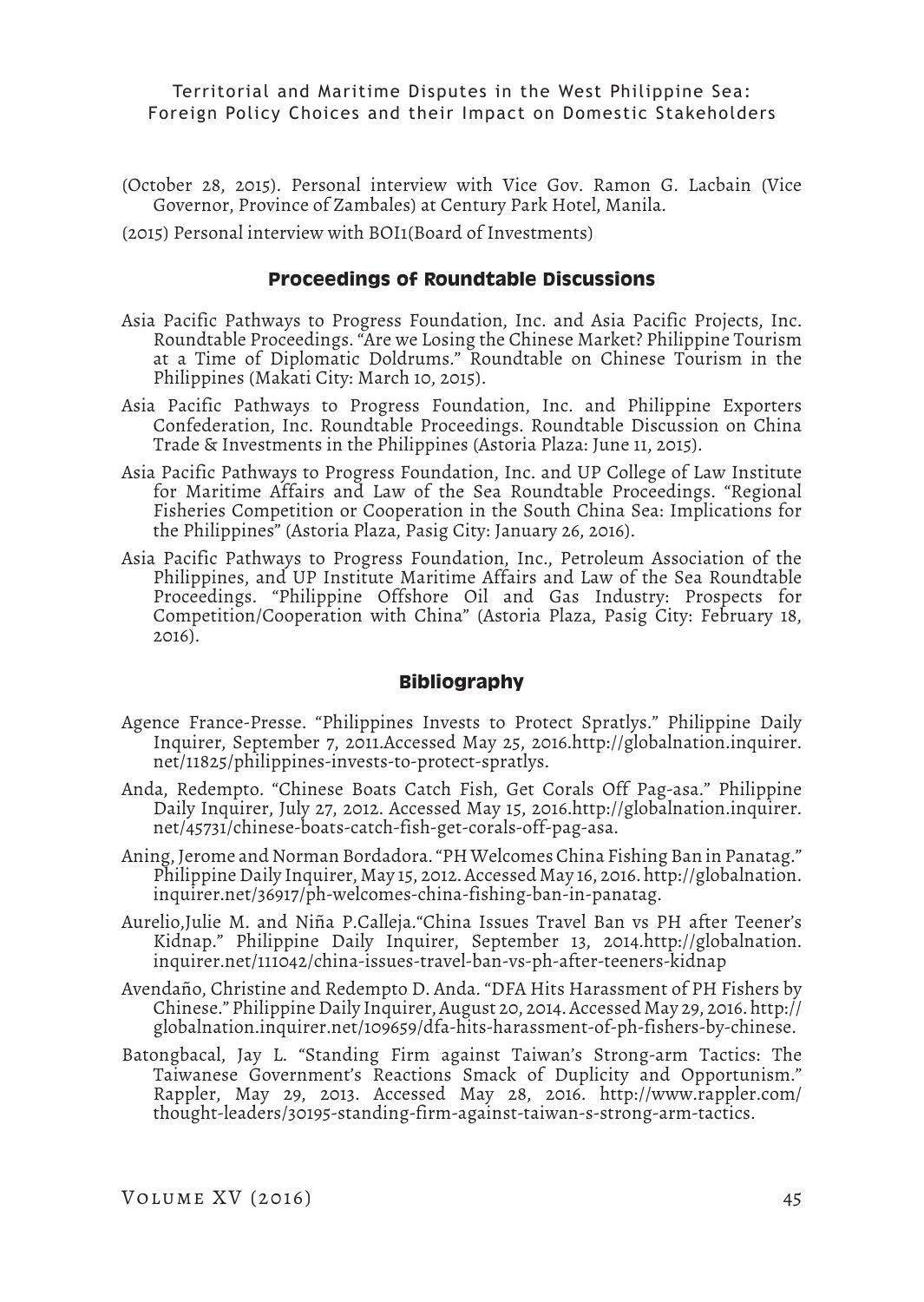(October 28, 2015). Personal interview with Vice Gov. Ramon G. Lacbain (Vice Governor, Province of Zambales) at Century Park Hotel, Manila.

(2015) Personal interview with BOI1(Board of Investments)

## Proceedings of Roundtable Discussions

Asia Pacific Pathways to Progress Foundation, Inc. and Asia Pacific Projects, Inc. Roundtable Proceedings. "Are we Losing the Chinese Market? Philippine Tourism at a Time of Diplomatic Doldrums." Roundtable on Chinese Tourism in the Philippines (Makati City: March 10, 2015).

Asia Pacific Pathways to Progress Foundation, Inc. and Philippine Exporters Confederation, Inc. Roundtable Proceedings. Roundtable Discussion on China Trade & Investments in the Philippines (Astoria Plaza: June 11, 2015).

Asia Pacific Pathways to Progress Foundation, Inc. and UP College of Law Institute for Maritime Affairs and Law of the Sea Roundtable Proceedings. "Regional Fisheries Competition or Cooperation in the South China Sea: Implications for the Philippines" (Astoria Plaza, Pasig City: January 26, 2016).

Asia Pacific Pathways to Progress Foundation, Inc., Petroleum Association of the Philippines, and UP Institute Maritime Affairs and Law of the Sea Roundtable Proceedings. "Philippine Offshore Oil and Gas Industry: Prospects for Competition/Cooperation with China" (Astoria Plaza, Pasig City: February 18, 2016).

## Bibliography

Agence France-Presse. "Philippines Invests to Protect Spratlys." Philippine Daily Inquirer, September 7, 2011.Accessed May 25, 2016.http://globalnation.inquirer.net/11825/philippines-invests-to-protect-spratlys.

Anda, Redempto. "Chinese Boats Catch Fish, Get Corals Off Pag-asa." Philippine Daily Inquirer, July 27, 2012. Accessed May 15, 2016.http://globalnation.inquirer.net/45731/chinese-boats-catch-fish-get-corals-off-pag-asa.

Aning, Jerome and Norman Bordadora. "PH Welcomes China Fishing Ban in Panatag." Philippine Daily Inquirer, May 15, 2012. Accessed May 16, 2016. http://globalnation.inquirer.net/36917/ph-welcomes-china-fishing-ban-in-panatag.

Aurelio,Julie M. and Niña P.Calleja."China Issues Travel Ban vs PH after Teener's Kidnap." Philippine Daily Inquirer, September 13, 2014.http://globalnation.inquirer.net/111042/china-issues-travel-ban-vs-ph-after-teeners-kidnap

Avendaño, Christine and Redempto D. Anda. "DFA Hits Harassment of PH Fishers by Chinese." Philippine Daily Inquirer, August 20, 2014. Accessed May 29, 2016. http://globalnation.inquirer.net/109659/dfa-hits-harassment-of-ph-fishers-by-chinese.

Batongbacal, Jay L. "Standing Firm against Taiwan's Strong-arm Tactics: The Taiwanese Government's Reactions Smack of Duplicity and Opportunism." Rappler, May 29, 2013. Accessed May 28, 2016. http://www.rappler.com/thought-leaders/30195-standing-firm-against-taiwan-s-strong-arm-tactics.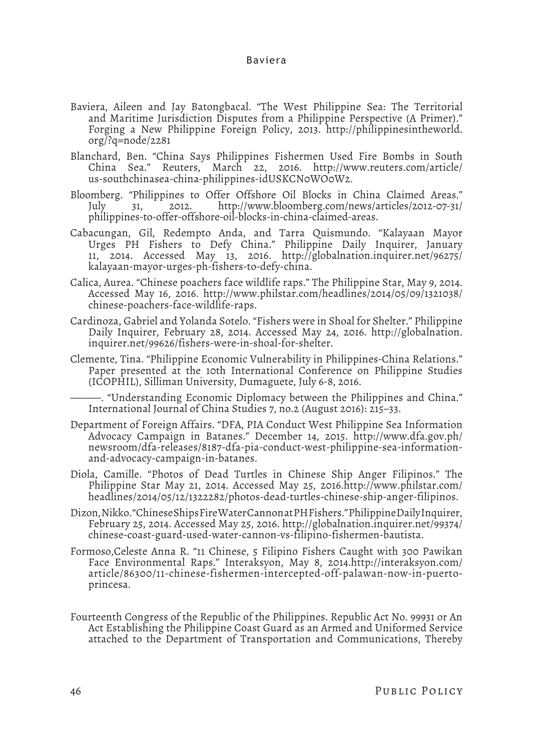Baviera, Aileen and Jay Batongbacal. "The West Philippine Sea: The Territorial and Maritime Jurisdiction Disputes from a Philippine Perspective (A Primer)." Forging a New Philippine Foreign Policy, 2013. http://philippinesintheworld.org/?q=node/2281

Blanchard, Ben. "China Says Philippines Fishermen Used Fire Bombs in South China Sea." Reuters, March 22, 2016. http://www.reuters.com/article/us-southchinasea-china-philippines-idUSKCN0WO0W2.

Bloomberg. "Philippines to Offer Offshore Oil Blocks in China Claimed Areas." July 31, 2012. http://www.bloomberg.com/news/articles/2012-07-31/philippines-to-offer-offshore-oil-blocks-in-china-claimed-areas.

Cabacungan, Gil, Redempto Anda, and Tarra Quismundo. "Kalayaan Mayor Urges PH Fishers to Defy China." Philippine Daily Inquirer, January 11, 2014. Accessed May 13, 2016. http://globalnation.inquirer.net/96275/kalayaan-mayor-urges-ph-fishers-to-defy-china.

Calica, Aurea. "Chinese poachers face wildlife raps." The Philippine Star, May 9, 2014. Accessed May 16, 2016. http://www.philstar.com/headlines/2014/05/09/1321038/chinese-poachers-face-wildlife-raps.

Cardinoza, Gabriel and Yolanda Sotelo. "Fishers were in Shoal for Shelter." Philippine Daily Inquirer, February 28, 2014. Accessed May 24, 2016. http://globalnation.inquirer.net/99626/fishers-were-in-shoal-for-shelter.

Clemente, Tina. "Philippine Economic Vulnerability in Philippines-China Relations." Paper presented at the 10th International Conference on Philippine Studies (ICOPHIL), Silliman University, Dumaguete, July 6-8, 2016.

———. "Understanding Economic Diplomacy between the Philippines and China." International Journal of China Studies 7, no.2 (August 2016): 215–33.

Department of Foreign Affairs. "DFA, PIA Conduct West Philippine Sea Information Advocacy Campaign in Batanes." December 14, 2015. http://www.dfa.gov.ph/newsroom/dfa-releases/8187-dfa-pia-conduct-west-philippine-sea-information-and-advocacy-campaign-in-batanes.

Diola, Camille. "Photos of Dead Turtles in Chinese Ship Anger Filipinos." The Philippine Star May 21, 2014. Accessed May 25, 2016.http://www.philstar.com/headlines/2014/05/12/1322282/photos-dead-turtles-chinese-ship-anger-filipinos.

Dizon, Nikko. "Chinese Ships Fire Water Cannon at PH Fishers." Philippine Daily Inquirer, February 25, 2014. Accessed May 25, 2016. http://globalnation.inquirer.net/99374/chinese-coast-guard-used-water-cannon-vs-filipino-fishermen-bautista.

Formoso,Celeste Anna R. "11 Chinese, 5 Filipino Fishers Caught with 300 Pawikan Face Environmental Raps." Interaksyon, May 8, 2014.http://interaksyon.com/article/86300/11-chinese-fishermen-intercepted-off-palawan-now-in-puerto-princesa.

Fourteenth Congress of the Republic of the Philippines. Republic Act No. 99931 or An Act Establishing the Philippine Coast Guard as an Armed and Uniformed Service attached to the Department of Transportation and Communications, Thereby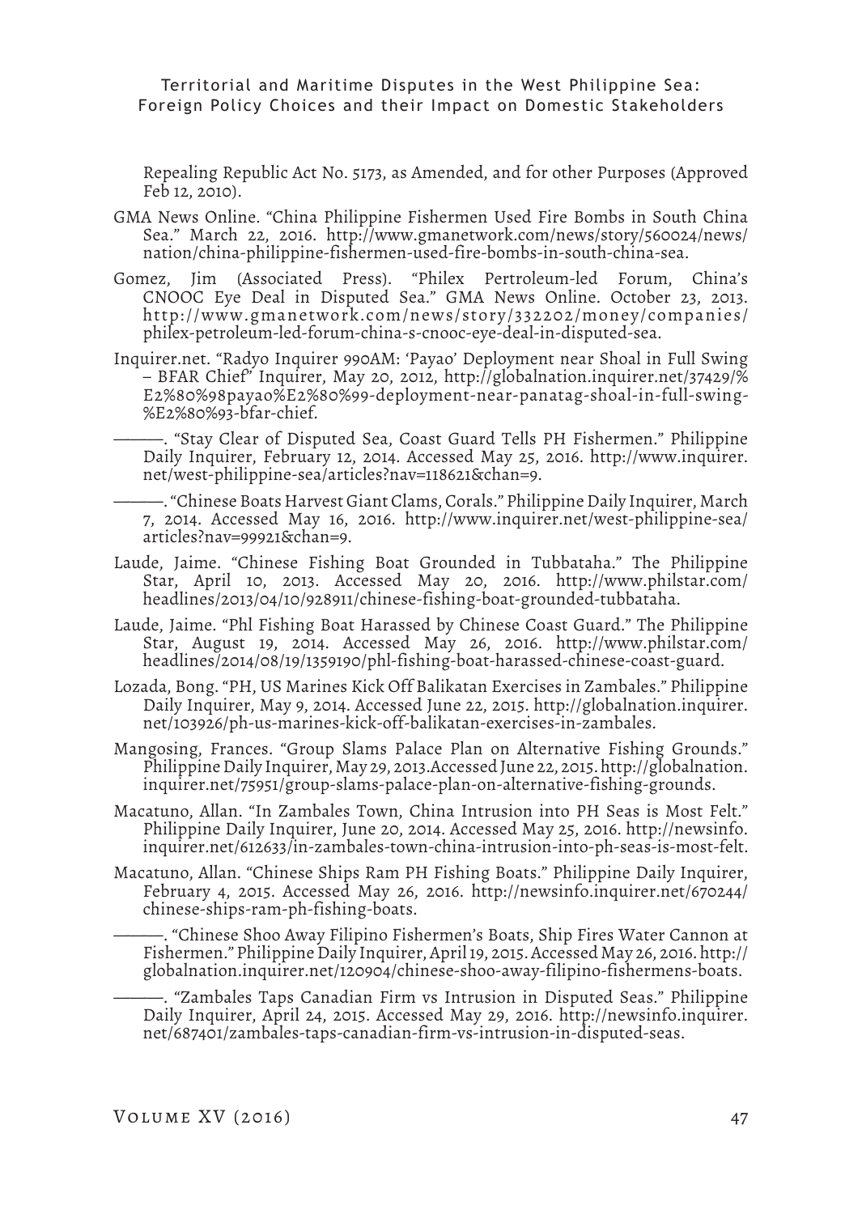Repealing Republic Act No. 5173, as Amended, and for other Purposes (Approved Feb 12, 2010).

GMA News Online. "China Philippine Fishermen Used Fire Bombs in South China Sea." March 22, 2016. http://www.gmanetwork.com/news/story/560024/news/nation/china-philippine-fishermen-used-fire-bombs-in-south-china-sea.

Gomez, Jim (Associated Press). "Philex Pertroleum-led Forum, China's CNOOC Eye Deal in Disputed Sea." GMA News Online. October 23, 2013. http://www.gmanetwork.com/news/story/332202/money/companies/philex-petroleum-led-forum-china-s-cnooc-eye-deal-in-disputed-sea.

Inquirer.net. "Radyo Inquirer 990AM: 'Payao' Deployment near Shoal in Full Swing – BFAR Chief" Inquirer, May 20, 2012, http://globalnation.inquirer.net/37429/%E2%80%98payao%E2%80%99-deployment-near-panatag-shoal-in-full-swing-%E2%80%93-bfar-chief.

———. "Stay Clear of Disputed Sea, Coast Guard Tells PH Fishermen." Philippine Daily Inquirer, February 12, 2014. Accessed May 25, 2016. http://www.inquirer.net/west-philippine-sea/articles?nav=118621&chan=9.

———. "Chinese Boats Harvest Giant Clams, Corals." Philippine Daily Inquirer, March 7, 2014. Accessed May 16, 2016. http://www.inquirer.net/west-philippine-sea/articles?nav=99921&chan=9.

Laude, Jaime. "Chinese Fishing Boat Grounded in Tubbataha." The Philippine Star, April 10, 2013. Accessed May 20, 2016. http://www.philstar.com/headlines/2013/04/10/928911/chinese-fishing-boat-grounded-tubbataha.

Laude, Jaime. "Phl Fishing Boat Harassed by Chinese Coast Guard." The Philippine Star, August 19, 2014. Accessed May 26, 2016. http://www.philstar.com/headlines/2014/08/19/1359190/phl-fishing-boat-harassed-chinese-coast-guard.

Lozada, Bong. "PH, US Marines Kick Off Balikatan Exercises in Zambales." Philippine Daily Inquirer, May 9, 2014. Accessed June 22, 2015. http://globalnation.inquirer.net/103926/ph-us-marines-kick-off-balikatan-exercises-in-zambales.

Mangosing, Frances. "Group Slams Palace Plan on Alternative Fishing Grounds." Philippine Daily Inquirer, May 29, 2013.Accessed June 22, 2015. http://globalnation.inquirer.net/75951/group-slams-palace-plan-on-alternative-fishing-grounds.

Macatuno, Allan. "In Zambales Town, China Intrusion into PH Seas is Most Felt." Philippine Daily Inquirer, June 20, 2014. Accessed May 25, 2016. http://newsinfo.inquirer.net/612633/in-zambales-town-china-intrusion-into-ph-seas-is-most-felt.

Macatuno, Allan. "Chinese Ships Ram PH Fishing Boats." Philippine Daily Inquirer, February 4, 2015. Accessed May 26, 2016. http://newsinfo.inquirer.net/670244/chinese-ships-ram-ph-fishing-boats.

———. "Chinese Shoo Away Filipino Fishermen's Boats, Ship Fires Water Cannon at Fishermen." Philippine Daily Inquirer, April 19, 2015. Accessed May 26, 2016. http://globalnation.inquirer.net/120904/chinese-shoo-away-filipino-fishermens-boats.

———. "Zambales Taps Canadian Firm vs Intrusion in Disputed Seas." Philippine Daily Inquirer, April 24, 2015. Accessed May 29, 2016. http://newsinfo.inquirer.net/687401/zambales-taps-canadian-firm-vs-intrusion-in-disputed-seas.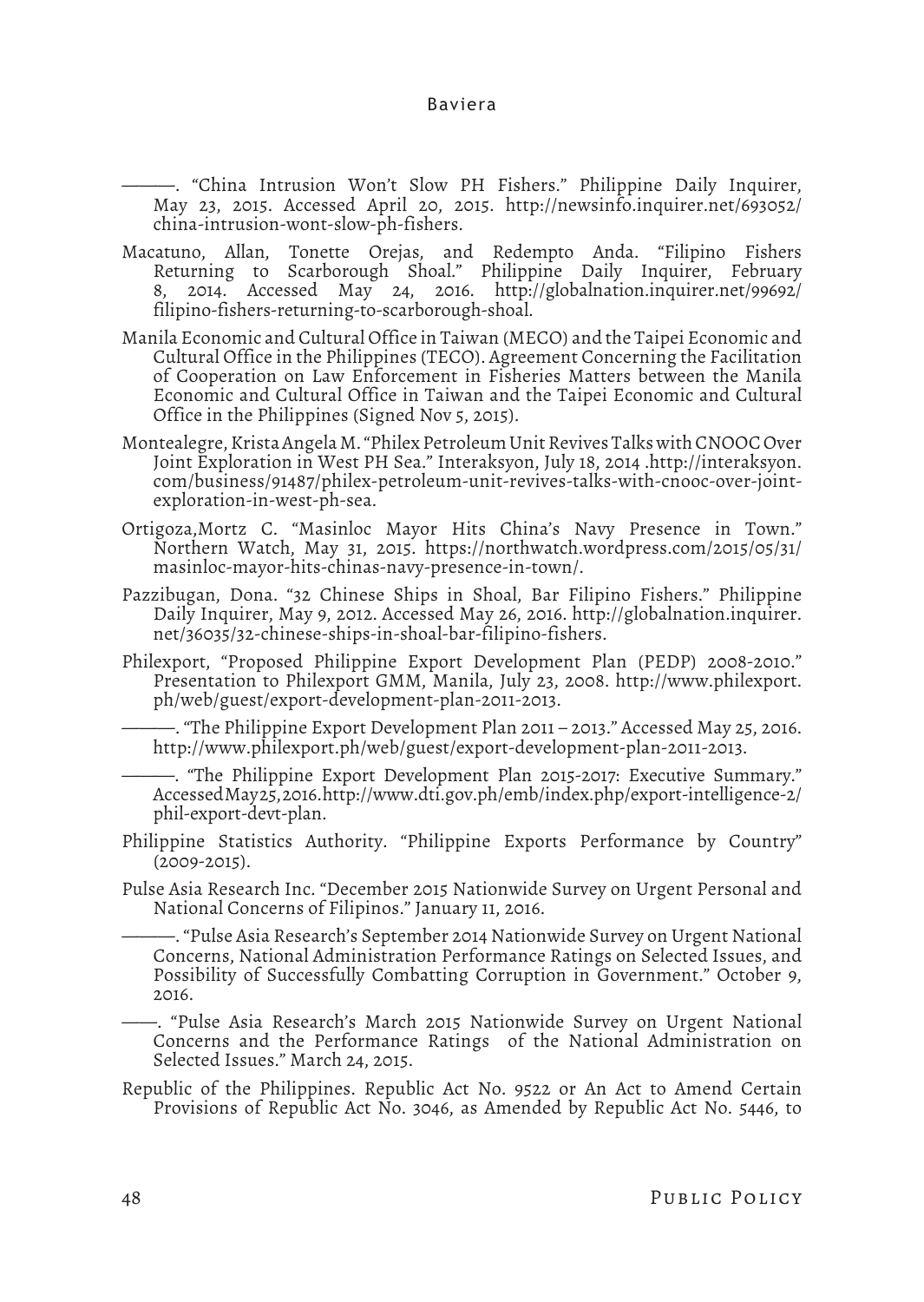———. “China Intrusion Won’t Slow PH Fishers.” Philippine Daily Inquirer, May 23, 2015. Accessed April 20, 2015. http://newsinfo.inquirer.net/693052/china-intrusion-wont-slow-ph-fishers.

Macatuno, Allan, Tonette Orejas, and Redempto Anda. “Filipino Fishers Returning to Scarborough Shoal.” Philippine Daily Inquirer, February 8, 2014. Accessed May 24, 2016. http://globalnation.inquirer.net/99692/filipino-fishers-returning-to-scarborough-shoal.

Manila Economic and Cultural Office in Taiwan (MECO) and the Taipei Economic and Cultural Office in the Philippines (TECO). Agreement Concerning the Facilitation of Cooperation on Law Enforcement in Fisheries Matters between the Manila Economic and Cultural Office in Taiwan and the Taipei Economic and Cultural Office in the Philippines (Signed Nov 5, 2015).

Montealegre, Krista Angela M. “Philex Petroleum Unit Revives Talks with CNOOC Over Joint Exploration in West PH Sea.” Interaksyon, July 18, 2014 .http://interaksyon.com/business/91487/philex-petroleum-unit-revives-talks-with-cnooc-over-joint-exploration-in-west-ph-sea.

Ortigoza,Mortz C. “Masinloc Mayor Hits China’s Navy Presence in Town.” Northern Watch, May 31, 2015. https://northwatch.wordpress.com/2015/05/31/masinloc-mayor-hits-chinas-navy-presence-in-town/.

Pazzibugan, Dona. “32 Chinese Ships in Shoal, Bar Filipino Fishers.” Philippine Daily Inquirer, May 9, 2012. Accessed May 26, 2016. http://globalnation.inquirer.net/36035/32-chinese-ships-in-shoal-bar-filipino-fishers.

Philexport, “Proposed Philippine Export Development Plan (PEDP) 2008-2010.” Presentation to Philexport GMM, Manila, July 23, 2008. http://www.philexport.ph/web/guest/export-development-plan-2011-2013.

———. “The Philippine Export Development Plan 2011 – 2013.” Accessed May 25, 2016. http://www.philexport.ph/web/guest/export-development-plan-2011-2013.

———. “The Philippine Export Development Plan 2015-2017: Executive Summary.” Accessed May 25, 2016. http://www.dti.gov.ph/emb/index.php/export-intelligence-2/phil-export-devt-plan.

Philippine Statistics Authority. “Philippine Exports Performance by Country” (2009-2015).

Pulse Asia Research Inc. “December 2015 Nationwide Survey on Urgent Personal and National Concerns of Filipinos.” January 11, 2016.

———. “Pulse Asia Research’s September 2014 Nationwide Survey on Urgent National Concerns, National Administration Performance Ratings on Selected Issues, and Possibility of Successfully Combatting Corruption in Government.” October 9, 2016.

——. “Pulse Asia Research’s March 2015 Nationwide Survey on Urgent National Concerns and the Performance Ratings of the National Administration on Selected Issues.” March 24, 2015.

Republic of the Philippines. Republic Act No. 9522 or An Act to Amend Certain Provisions of Republic Act No. 3046, as Amended by Republic Act No. 5446, to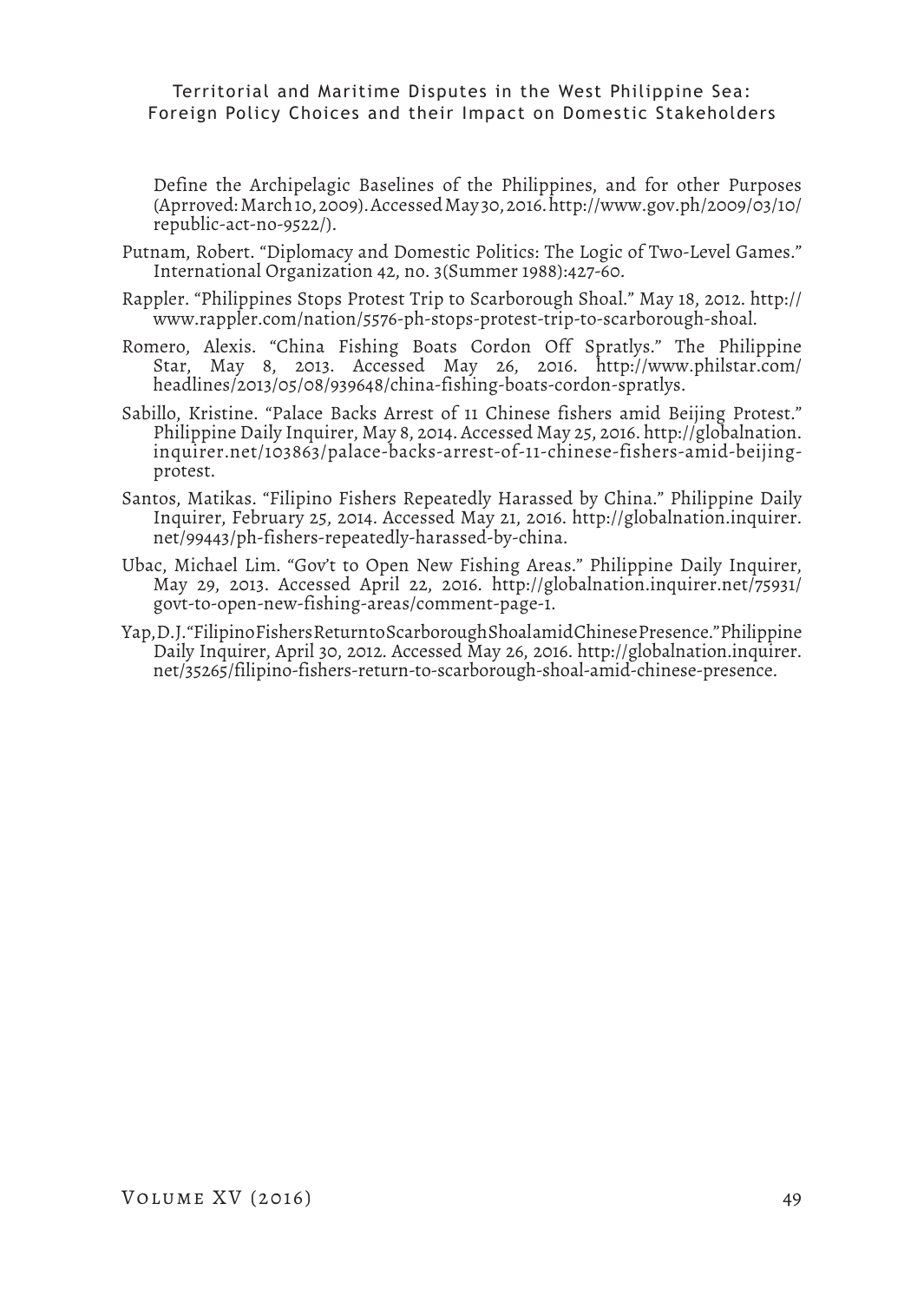Define the Archipelagic Baselines of the Philippines, and for other Purposes (Aprroved: March 10, 2009). Accessed May 30, 2016. http://www.gov.ph/2009/03/10/republic-act-no-9522/).

Putnam, Robert. "Diplomacy and Domestic Politics: The Logic of Two-Level Games." International Organization 42, no. 3(Summer 1988):427-60.

Rappler. "Philippines Stops Protest Trip to Scarborough Shoal." May 18, 2012. http://www.rappler.com/nation/5576-ph-stops-protest-trip-to-scarborough-shoal.

Romero, Alexis. "China Fishing Boats Cordon Off Spratlys." The Philippine Star, May 8, 2013. Accessed May 26, 2016. http://www.philstar.com/headlines/2013/05/08/939648/china-fishing-boats-cordon-spratlys.

Sabillo, Kristine. "Palace Backs Arrest of 11 Chinese fishers amid Beijing Protest." Philippine Daily Inquirer, May 8, 2014. Accessed May 25, 2016. http://globalnation.inquirer.net/103863/palace-backs-arrest-of-11-chinese-fishers-amid-beijing-protest.

Santos, Matikas. "Filipino Fishers Repeatedly Harassed by China." Philippine Daily Inquirer, February 25, 2014. Accessed May 21, 2016. http://globalnation.inquirer.net/99443/ph-fishers-repeatedly-harassed-by-china.

Ubac, Michael Lim. "Gov't to Open New Fishing Areas." Philippine Daily Inquirer, May 29, 2013. Accessed April 22, 2016. http://globalnation.inquirer.net/75931/govt-to-open-new-fishing-areas/comment-page-1.

Yap, D.J. "Filipino Fishers Return to Scarborough Shoal amid Chinese Presence." Philippine Daily Inquirer, April 30, 2012. Accessed May 26, 2016. http://globalnation.inquirer.net/35265/filipino-fishers-return-to-scarborough-shoal-amid-chinese-presence.